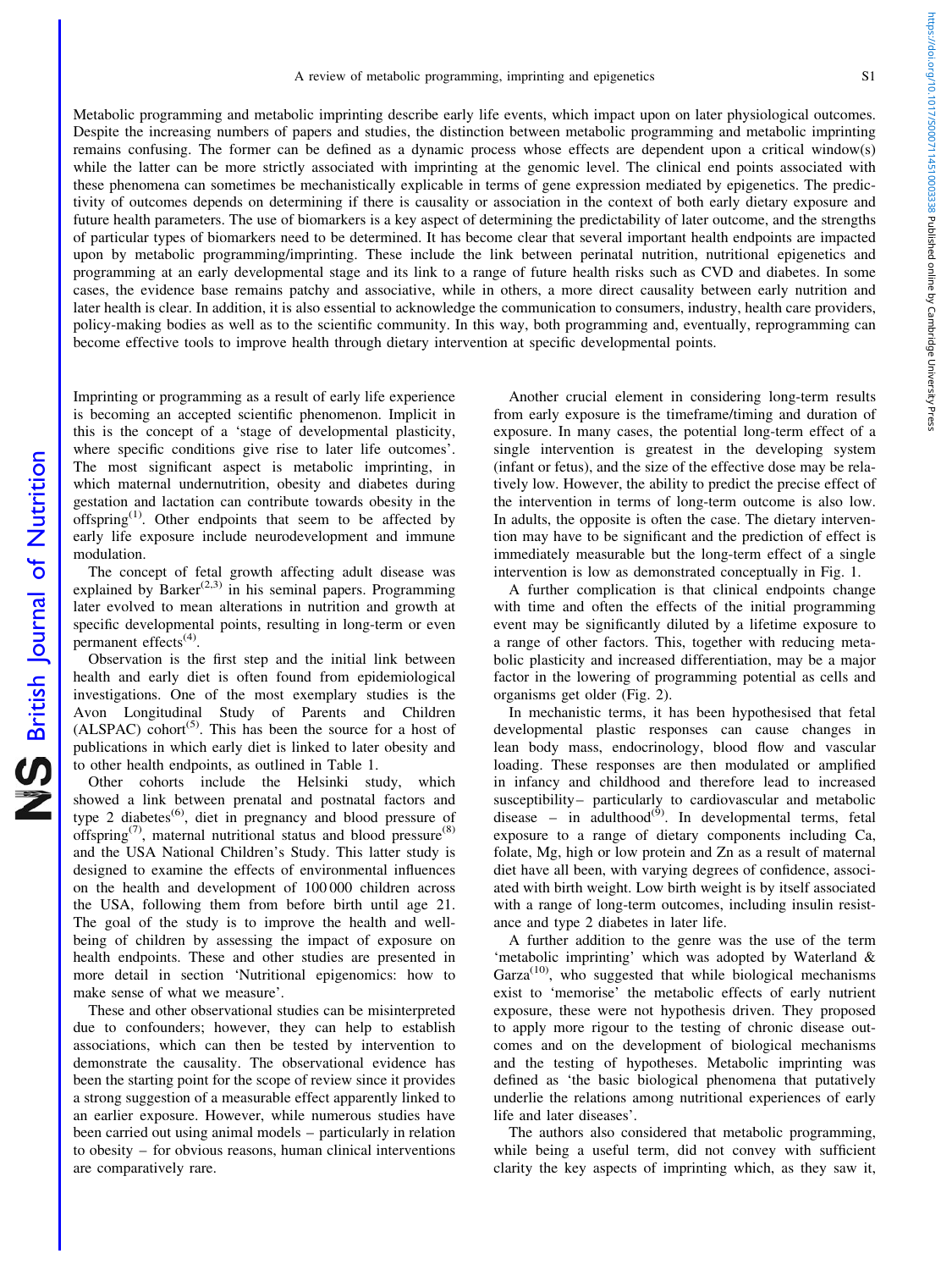Metabolic programming and metabolic imprinting describe early life events, which impact upon on later physiological outcomes. Despite the increasing numbers of papers and studies, the distinction between metabolic programming and metabolic imprinting remains confusing. The former can be defined as a dynamic process whose effects are dependent upon a critical window(s) while the latter can be more strictly associated with imprinting at the genomic level. The clinical end points associated with these phenomena can sometimes be mechanistically explicable in terms of gene expression mediated by epigenetics. The predictivity of outcomes depends on determining if there is causality or association in the context of both early dietary exposure and future health parameters. The use of biomarkers is a key aspect of determining the predictability of later outcome, and the strengths of particular types of biomarkers need to be determined. It has become clear that several important health endpoints are impacted upon by metabolic programming/imprinting. These include the link between perinatal nutrition, nutritional epigenetics and programming at an early developmental stage and its link to a range of future health risks such as CVD and diabetes. In some cases, the evidence base remains patchy and associative, while in others, a more direct causality between early nutrition and later health is clear. In addition, it is also essential to acknowledge the communication to consumers, industry, health care providers, policy-making bodies as well as to the scientific community. In this way, both programming and, eventually, reprogramming can become effective tools to improve health through dietary intervention at specific developmental points.

Imprinting or programming as a result of early life experience is becoming an accepted scientific phenomenon. Implicit in this is the concept of a 'stage of developmental plasticity, where specific conditions give rise to later life outcomes'. The most significant aspect is metabolic imprinting, in which maternal undernutrition, obesity and diabetes during gestation and lactation can contribute towards obesity in the offspring[1]. Other endpoints that seem to be affected by early life exposure include neurodevelopment and immune modulation.

The concept of fetal growth affecting adult disease was explained by Barker[2,3] in his seminal papers. Programming later evolved to mean alterations in nutrition and growth at specific developmental points, resulting in long-term or even permanent effects[4].

Observation is the first step and the initial link between health and early diet is often found from epidemiological investigations. One of the most exemplary studies is the Avon Longitudinal Study of Parents and Children (ALSPAC) cohort[5]. This has been the source for a host of publications in which early diet is linked to later obesity and to other health endpoints, as outlined in Table 1.

Other cohorts include the Helsinki study, which showed a link between prenatal and postnatal factors and type 2 diabetes[6], diet in pregnancy and blood pressure of offspring[7], maternal nutritional status and blood pressure[8] and the USA National Children's Study. This latter study is designed to examine the effects of environmental influences on the health and development of 100 000 children across the USA, following them from before birth until age 21. The goal of the study is to improve the health and well-being of children by assessing the impact of exposure on health endpoints. These and other studies are presented in more detail in section 'Nutritional epigenomics: how to make sense of what we measure'.

These and other observational studies can be misinterpreted due to confounders; however, they can help to establish associations, which can then be tested by intervention to demonstrate the causality. The observational evidence has been the starting point for the scope of review since it provides a strong suggestion of a measurable effect apparently linked to an earlier exposure. However, while numerous studies have been carried out using animal models – particularly in relation to obesity – for obvious reasons, human clinical interventions are comparatively rare.

Another crucial element in considering long-term results from early exposure is the timeframe/timing and duration of exposure. In many cases, the potential long-term effect of a single intervention is greatest in the developing system (infant or fetus), and the size of the effective dose may be relatively low. However, the ability to predict the precise effect of the intervention in terms of long-term outcome is also low. In adults, the opposite is often the case. The dietary intervention may have to be significant and the prediction of effect is immediately measurable but the long-term effect of a single intervention is low as demonstrated conceptually in Fig. 1.

A further complication is that clinical endpoints change with time and often the effects of the initial programming event may be significantly diluted by a lifetime exposure to a range of other factors. This, together with reducing metabolic plasticity and increased differentiation, may be a major factor in the lowering of programming potential as cells and organisms get older (Fig. 2).

In mechanistic terms, it has been hypothesised that fetal developmental plastic responses can cause changes in lean body mass, endocrinology, blood flow and vascular loading. These responses are then modulated or amplified in infancy and childhood and therefore lead to increased susceptibility – particularly to cardiovascular and metabolic disease – in adulthood[9]. In developmental terms, fetal exposure to a range of dietary components including Ca, folate, Mg, high or low protein and Zn as a result of maternal diet have all been, with varying degrees of confidence, associated with birth weight. Low birth weight is by itself associated with a range of long-term outcomes, including insulin resistance and type 2 diabetes in later life.

A further addition to the genre was the use of the term 'metabolic imprinting' which was adopted by Waterland & Garza[10], who suggested that while biological mechanisms exist to 'memorise' the metabolic effects of early nutrient exposure, these were not hypothesis driven. They proposed to apply more rigour to the testing of chronic disease outcomes and on the development of biological mechanisms and the testing of hypotheses. Metabolic imprinting was defined as 'the basic biological phenomena that putatively underlie the relations among nutritional experiences of early life and later diseases'.

The authors also considered that metabolic programming, while being a useful term, did not convey with sufficient clarity the key aspects of imprinting which, as they saw it,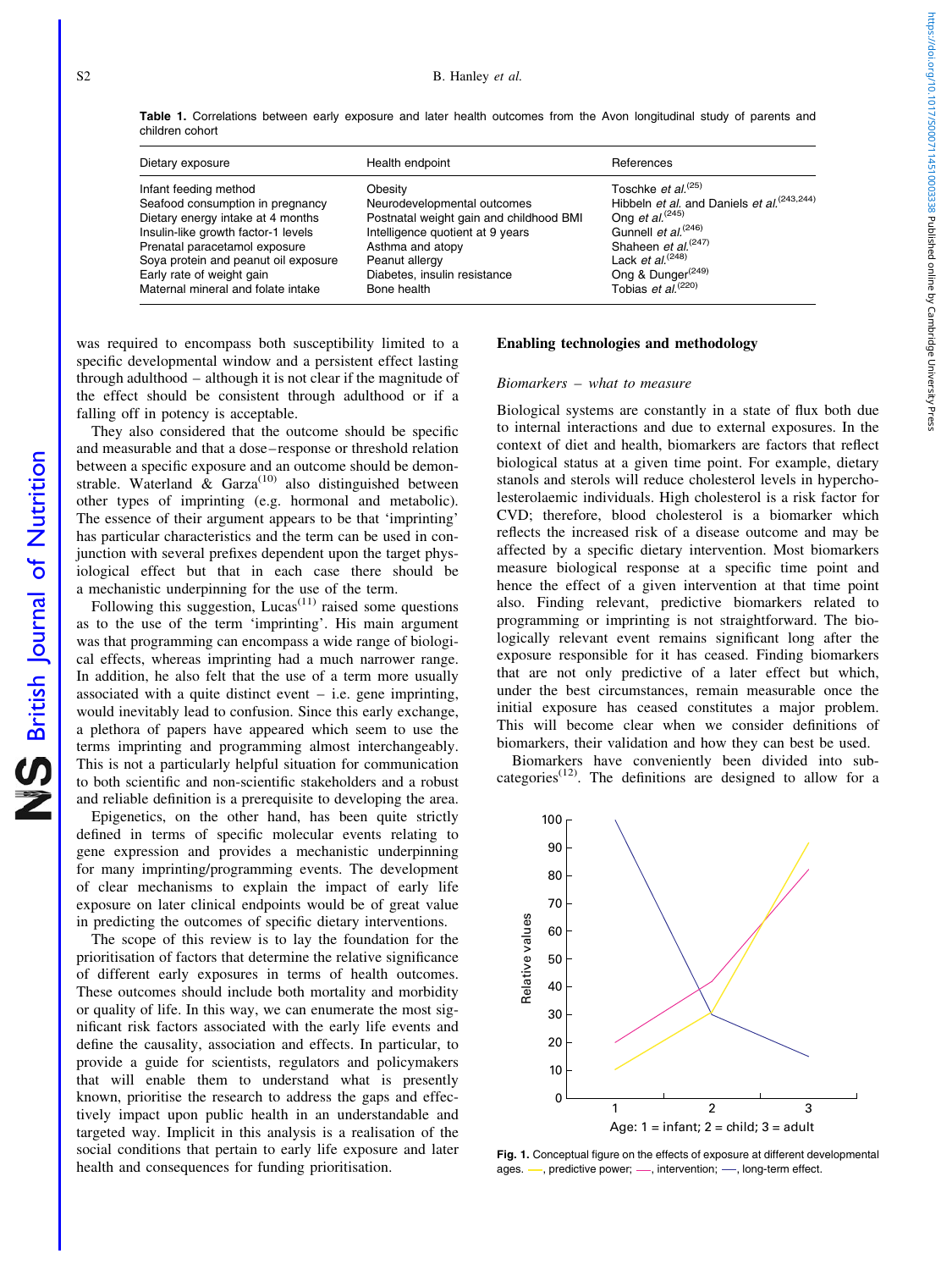**Table 1.** Correlations between early exposure and later health outcomes from the Avon longitudinal study of parents and children cohort

| Dietary exposure | Health endpoint | References |
|---|---|---|
| Infant feeding method | Obesity | Toschke *et al.*[25] |
| Seafood consumption in pregnancy | Neurodevelopmental outcomes | Hibbeln *et al.* and Daniels *et al.*[243,244] |
| Dietary energy intake at 4 months | Postnatal weight gain and childhood BMI | Ong *et al.*[245] |
| Insulin-like growth factor-1 levels | Intelligence quotient at 9 years | Gunnell *et al.*[246] |
| Prenatal paracetamol exposure | Asthma and atopy | Shaheen *et al.*[247] |
| Soya protein and peanut oil exposure | Peanut allergy | Lack *et al.*[248] |
| Early rate of weight gain | Diabetes, insulin resistance | Ong & Dunger[249] |
| Maternal mineral and folate intake | Bone health | Tobias *et al.*[220] |

was required to encompass both susceptibility limited to a specific developmental window and a persistent effect lasting through adulthood – although it is not clear if the magnitude of the effect should be consistent through adulthood or if a falling off in potency is acceptable.

They also considered that the outcome should be specific and measurable and that a dose–response or threshold relation between a specific exposure and an outcome should be demonstrable. Waterland & Garza[10] also distinguished between other types of imprinting (e.g. hormonal and metabolic). The essence of their argument appears to be that 'imprinting' has particular characteristics and the term can be used in conjunction with several prefixes dependent upon the target physiological effect but that in each case there should be a mechanistic underpinning for the use of the term.

Following this suggestion, Lucas[11] raised some questions as to the use of the term 'imprinting'. His main argument was that programming can encompass a wide range of biological effects, whereas imprinting had a much narrower range. In addition, he also felt that the use of a term more usually associated with a quite distinct event – i.e. gene imprinting, would inevitably lead to confusion. Since this early exchange, a plethora of papers have appeared which seem to use the terms imprinting and programming almost interchangeably. This is not a particularly helpful situation for communication to both scientific and non-scientific stakeholders and a robust and reliable definition is a prerequisite to developing the area.

Epigenetics, on the other hand, has been quite strictly defined in terms of specific molecular events relating to gene expression and provides a mechanistic underpinning for many imprinting/programming events. The development of clear mechanisms to explain the impact of early life exposure on later clinical endpoints would be of great value in predicting the outcomes of specific dietary interventions.

The scope of this review is to lay the foundation for the prioritisation of factors that determine the relative significance of different early exposures in terms of health outcomes. These outcomes should include both mortality and morbidity or quality of life. In this way, we can enumerate the most significant risk factors associated with the early life exposures and define the causality, association and effects. In particular, to provide a guide for scientists, regulators and policymakers that will enable them to understand what is presently known, prioritise the research to address the gaps and effectively impact upon public health in an understandable and targeted way. Implicit in this analysis is a realisation of the social conditions that pertain to early life exposure and later health and consequences for funding prioritisation.

## Enabling technologies and methodology

### *Biomarkers – what to measure*

Biological systems are constantly in a state of flux both due to internal interactions and due to external exposures. In the context of diet and health, biomarkers are factors that reflect biological status at a given time point. For example, dietary stanols and sterols will reduce cholesterol levels in hypercholesterolaemic individuals. High cholesterol is a risk factor for CVD; therefore, blood cholesterol is a biomarker which reflects the increased risk of a disease outcome and may be affected by a specific dietary intervention. Most biomarkers measure biological response at a specific time point and hence the effect of a given intervention at that time point also. Finding relevant, predictive biomarkers related to programming or imprinting is not straightforward. The biologically relevant event remains significant long after the exposure responsible for it has ceased. Finding biomarkers that are not only predictive of a later effect but which, under the best circumstances, remain measurable once the initial exposure has ceased constitutes a major problem. This will become clear when we consider definitions of biomarkers, their validation and how they can best be used.

Biomarkers have conveniently been divided into subcategories[12]. The definitions are designed to allow for a

Relative values
100
90
80
70
60
50
40
30
20
10
0
1
2
3
Age: 1 = infant; 2 = child; 3 = adult

**Fig. 1.** Conceptual figure on the effects of exposure at different developmental ages. —, predictive power; —, intervention; —, long-term effect.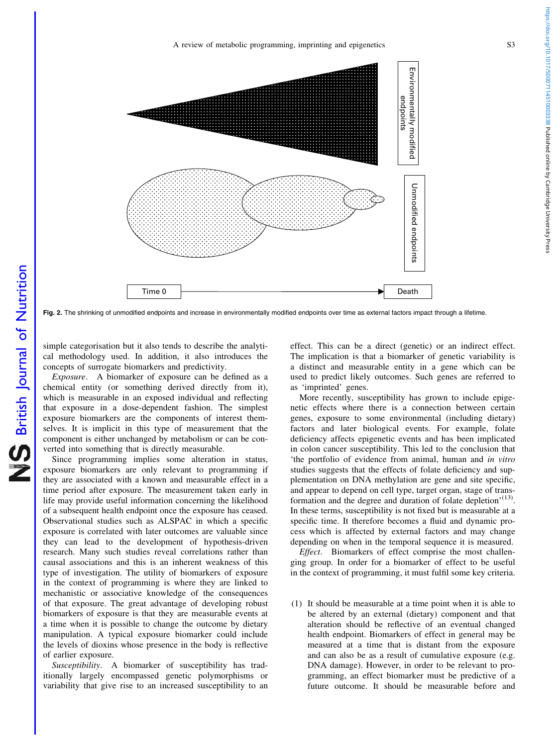Environmentally modified endpoints

Unmodified endpoints

Time 0

Death

**Fig. 2.** The shrinking of unmodified endpoints and increase in environmentally modified endpoints over time as external factors impact through a lifetime.

simple categorisation but it also tends to describe the analytical methodology used. In addition, it also introduces the concepts of surrogate biomarkers and predictivity.

*Exposure*. A biomarker of exposure can be defined as a chemical entity (or something derived directly from it), which is measurable in an exposed individual and reflecting that exposure in a dose-dependent fashion. The simplest exposure biomarkers are the components of interest themselves. It is implicit in this type of measurement that the component is either unchanged by metabolism or can be converted into something that is directly measurable.

Since programming implies some alteration in status, exposure biomarkers are only relevant to programming if they are associated with a known and measurable effect in a time period after exposure. The measurement taken early in life may provide useful information concerning the likelihood of a subsequent health endpoint once the exposure has ceased. Observational studies such as ALSPAC in which a specific exposure is correlated with later outcomes are valuable since they can lead to the development of hypothesis-driven research. Many such studies reveal correlations rather than causal associations and this is an inherent weakness of this type of investigation. The utility of biomarkers of exposure in the context of programming is where they are linked to mechanistic or associative knowledge of the consequences of that exposure. The great advantage of developing robust biomarkers of exposure is that they are measurable events at a time when it is possible to change the outcome by dietary manipulation. A typical exposure biomarker could include the levels of dioxins whose presence in the body is reflective of earlier exposure.

*Susceptibility*. A biomarker of susceptibility has traditionally largely encompassed genetic polymorphisms or variability that give rise to an increased susceptibility to an effect. This can be a direct (genetic) or an indirect effect. The implication is that a biomarker of genetic variability is a distinct and measurable entity in a gene which can be used to predict likely outcomes. Such genes are referred to as 'imprinted' genes.

More recently, susceptibility has grown to include epigenetic effects where there is a connection between certain genes, exposure to some environmental (including dietary) factors and later biological events. For example, folate deficiency affects epigenetic events and has been implicated in colon cancer susceptibility. This led to the conclusion that 'the portfolio of evidence from animal, human and *in vitro* studies suggests that the effects of folate deficiency and supplementation on DNA methylation are gene and site specific, and appear to depend on cell type, target organ, stage of transformation and the degree and duration of folate depletion'[13]. In these terms, susceptibility is not fixed but is measurable at a specific time. It therefore becomes a fluid and dynamic process which is affected by external factors and may change depending on when in the temporal sequence it is measured.

*Effect*. Biomarkers of effect comprise the most challenging group. In order for a biomarker of effect to be useful in the context of programming, it must fulfil some key criteria.

(1) It should be measurable at a time point when it is able to be altered by an external (dietary) component and that alteration should be reflective of an eventual changed health endpoint. Biomarkers of effect in general may be measured at a time that is distant from the exposure and can also be as a result of cumulative exposure (e.g. DNA damage). However, in order to be relevant to programming, an effect biomarker must be predictive of a future outcome. It should be measurable before and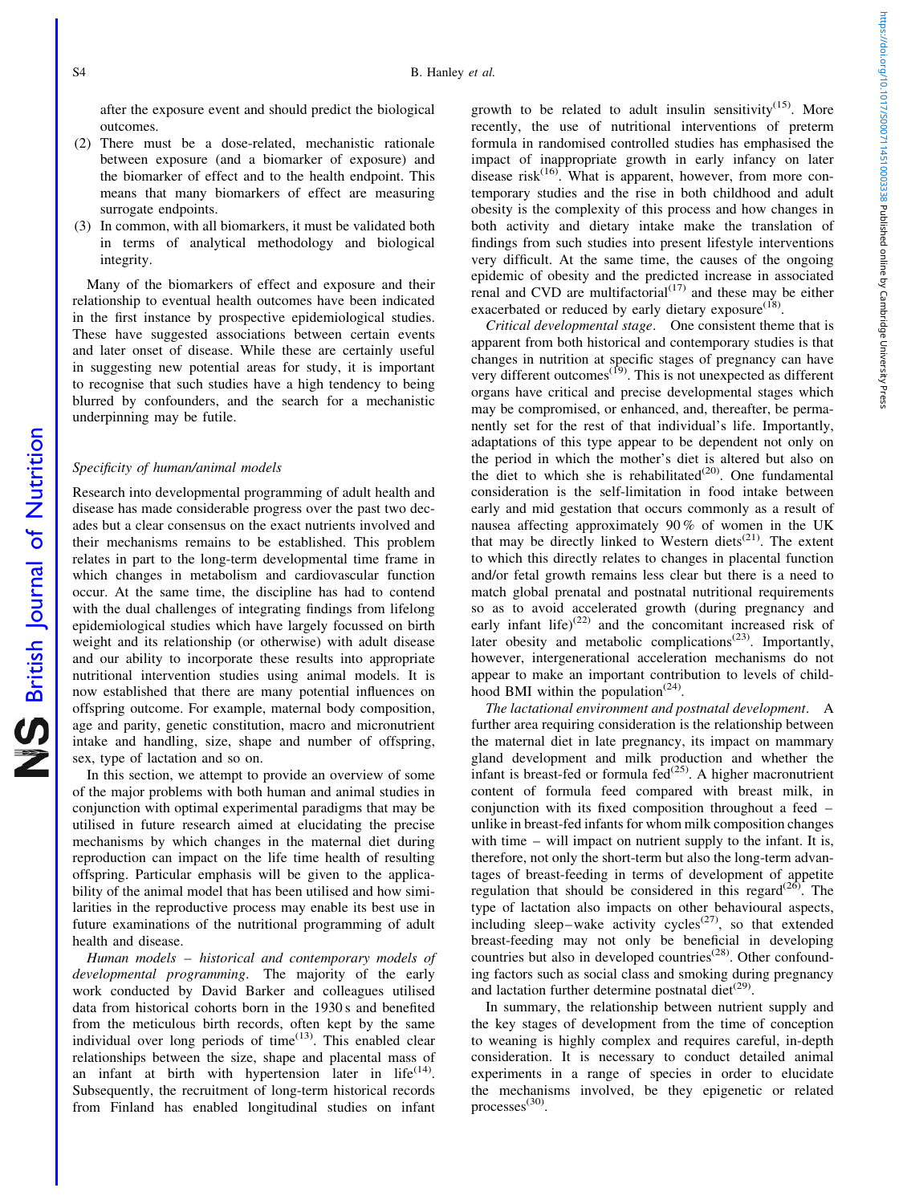after the exposure event and should predict the biological outcomes.

(2) There must be a dose-related, mechanistic rationale between exposure (and a biomarker of exposure) and the biomarker of effect and to the health endpoint. This means that many biomarkers of effect are measuring surrogate endpoints.

(3) In common, with all biomarkers, it must be validated both in terms of analytical methodology and biological integrity.

Many of the biomarkers of effect and exposure and their relationship to eventual health outcomes have been indicated in the first instance by prospective epidemiological studies. These have suggested associations between certain events and later onset of disease. While these are certainly useful in suggesting new potential areas for study, it is important to recognise that such studies have a high tendency to being blurred by confounders, and the search for a mechanistic underpinning may be futile.

### *Specificity of human/animal models*

Research into developmental programming of adult health and disease has made considerable progress over the past two decades but a clear consensus on the exact nutrients involved and their mechanisms remains to be established. This problem relates in part to the long-term developmental time frame in which changes in metabolism and cardiovascular function occur. At the same time, the discipline has had to contend with the dual challenges of integrating findings from lifelong epidemiological studies which have largely focussed on birth weight and its relationship (or otherwise) with adult disease and our ability to incorporate these results into appropriate nutritional intervention studies using animal models. It is now established that there are many potential influences on offspring outcome. For example, maternal body composition, age and parity, genetic constitution, macro and micronutrient intake and handling, size, shape and number of offspring, sex, type of lactation and so on.

In this section, we attempt to provide an overview of some of the major problems with both human and animal studies in conjunction with optimal experimental paradigms that may be utilised in future research aimed at elucidating the precise mechanisms by which changes in the maternal diet during reproduction can impact on the life time health of resulting offspring. Particular emphasis will be given to the applicability of the animal model that has been utilised and how similarities in the reproductive process may enable its best use in future examinations of the nutritional programming of adult health and disease.

*Human models – historical and contemporary models of developmental programming*. The majority of the early work conducted by David Barker and colleagues utilised data from historical cohorts born in the 1930 s and benefited from the meticulous birth records, often kept by the same individual over long periods of time[13]. This enabled clear relationships between the size, shape and placental mass of an infant at birth with hypertension later in life[14]. Subsequently, the recruitment of long-term historical records from Finland has enabled longitudinal studies on infant growth to be related to adult insulin sensitivity[15]. More recently, the use of nutritional interventions of preterm formula in randomised controlled studies has emphasised the impact of inappropriate growth in early infancy on later disease risk[16]. What is apparent, however, from more contemporary studies and the rise in both childhood and adult obesity is the complexity of this process and how changes in both activity and dietary intake make the translation of findings from such studies into present lifestyle interventions very difficult. At the same time, the causes of the ongoing epidemic of obesity and the predicted increase in associated renal and CVD are multifactorial[17] and these may be either exacerbated or reduced by early dietary exposure[18].

*Critical developmental stage*. One consistent theme that is apparent from both historical and contemporary studies is that changes in nutrition at specific stages of pregnancy can have very different outcomes[19]. This is not unexpected as different organs have critical and precise developmental stages which may be compromised, or enhanced, and, thereafter, be permanently set for the rest of that individual's life. Importantly, adaptations of this type appear to be dependent not only on the period in which the mother's diet is altered but also on the diet to which she is rehabilitated[20]. One fundamental consideration is the self-limitation in food intake between early and mid gestation that occurs commonly as a result of nausea affecting approximately 90 % of women in the UK that may be directly linked to Western diets[21]. The extent to which this directly relates to changes in placental function and/or fetal growth remains less clear but there is a need to match global prenatal and postnatal nutritional requirements so as to avoid accelerated growth (during pregnancy and early infant life)[22] and the concomitant increased risk of later obesity and metabolic complications[23]. Importantly, however, intergenerational acceleration mechanisms do not appear to make an important contribution to levels of childhood BMI within the population[24].

*The lactational environment and postnatal development*. A further area requiring consideration is the relationship between the maternal diet in late pregnancy, its impact on mammary gland development and milk production and whether the infant is breast-fed or formula fed[25]. A higher macronutrient content of formula feed compared with breast milk, in conjunction with its fixed composition throughout a feed – unlike in breast-fed infants for whom milk composition changes with time – will impact on nutrient supply to the infant. It is, therefore, not only the short-term but also the long-term advantages of breast-feeding in terms of development of appetite regulation that should be considered in this regard[26]. The type of lactation also impacts on other behavioural aspects, including sleep–wake activity cycles[27], so that extended breast-feeding may not only be beneficial in developing countries but also in developed countries[28]. Other confounding factors such as social class and smoking during pregnancy and lactation further determine postnatal diet[29].

In summary, the relationship between nutrient supply and the key stages of development from the time of conception to weaning is highly complex and requires careful, in-depth consideration. It is necessary to conduct detailed animal experiments in a range of species in order to elucidate the mechanisms involved, be they epigenetic or related processes[30].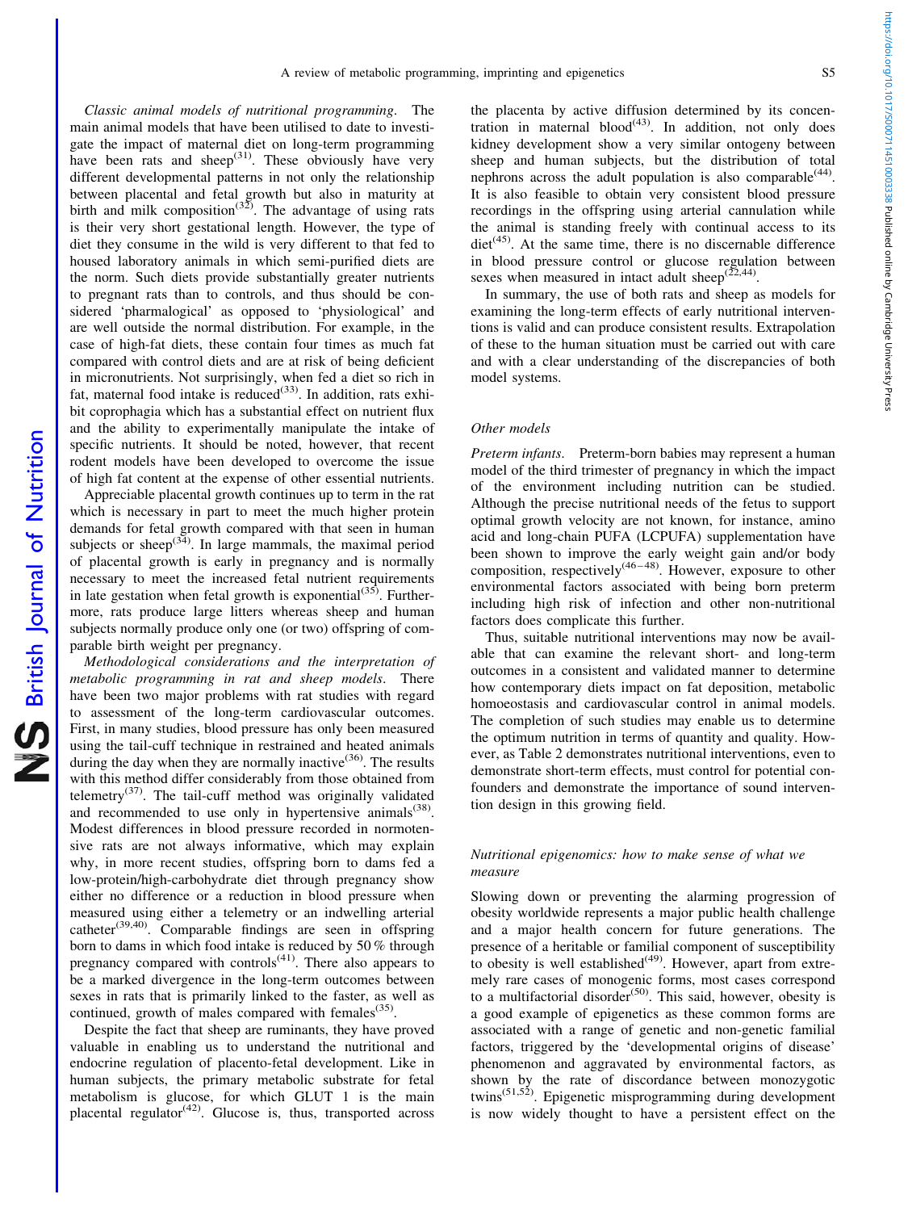*Classic animal models of nutritional programming*. The main animal models that have been utilised to date to investigate the impact of maternal diet on long-term programming have been rats and sheep[31]. These obviously have very different developmental patterns in not only the relationship between placental and fetal growth but also in maturity at birth and milk composition[32]. The advantage of using rats is their very short gestational length. However, the type of diet they consume in the wild is very different to that fed to housed laboratory animals in which semi-purified diets are the norm. Such diets provide substantially greater nutrients to pregnant rats than to controls, and thus should be considered 'pharmalogical' as opposed to 'physiological' and are well outside the normal distribution. For example, in the case of high-fat diets, these contain four times as much fat compared with control diets and are at risk of being deficient in micronutrients. Not surprisingly, when fed a diet so rich in fat, maternal food intake is reduced[33]. In addition, rats exhibit coprophagia which has a substantial effect on nutrient flux and the ability to experimentally manipulate the intake of specific nutrients. It should be noted, however, that recent rodent models have been developed to overcome the issue of high fat content at the expense of other essential nutrients.

Appreciable placental growth continues up to term in the rat which is necessary in part to meet the much higher protein demands for fetal growth compared with that seen in human subjects or sheep[34]. In large mammals, the maximal period of placental growth is early in pregnancy and is normally necessary to meet the increased fetal nutrient requirements in late gestation when fetal growth is exponential[35]. Furthermore, rats produce large litters whereas sheep and human subjects normally produce only one (or two) offspring of comparable birth weight per pregnancy.

*Methodological considerations and the interpretation of metabolic programming in rat and sheep models*. There have been two major problems with rat studies with regard to assessment of the long-term cardiovascular outcomes. First, in many studies, blood pressure has only been measured using the tail-cuff technique in restrained and heated animals during the day when they are normally inactive[36]. The results with this method differ considerably from those obtained from telemetry[37]. The tail-cuff method was originally validated and recommended to use only in hypertensive animals[38]. Modest differences in blood pressure recorded in normotensive rats are not always informative, which may explain why, in more recent studies, offspring born to dams fed a low-protein/high-carbohydrate diet through pregnancy show either no difference or a reduction in blood pressure when measured using either a telemetry or an indwelling arterial catheter[39,40]. Comparable findings are seen in offspring born to dams in which food intake is reduced by 50 % through pregnancy compared with controls[41]. There also appears to be a marked divergence in the long-term outcomes between sexes in rats that is primarily linked to the faster, as well as continued, growth of males compared with females[35].

Despite the fact that sheep are ruminants, they have proved valuable in enabling us to understand the nutritional and endocrine regulation of placento-fetal development. Like in human subjects, the primary metabolic substrate for fetal metabolism is glucose, for which GLUT 1 is the main placental regulator[42]. Glucose is, thus, transported across the placenta by active diffusion determined by its concentration in maternal blood[43]. In addition, not only does kidney development show a very similar ontogeny between sheep and human subjects, but the distribution of total nephrons across the adult population is also comparable[44]. It is also feasible to obtain very consistent blood pressure recordings in the offspring using arterial cannulation while the animal is standing freely with continual access to its diet[45]. At the same time, there is no discernable difference in blood pressure control or glucose regulation between sexes when measured in intact adult sheep[22,44].

In summary, the use of both rats and sheep as models for examining the long-term effects of early nutritional interventions is valid and can produce consistent results. Extrapolation of these to the human situation must be carried out with care and with a clear understanding of the discrepancies of both model systems.

### Other models

*Preterm infants*. Preterm-born babies may represent a human model of the third trimester of pregnancy in which the impact of the environment including nutrition can be studied. Although the precise nutritional needs of the fetus to support optimal growth velocity are not known, for instance, amino acid and long-chain PUFA (LCPUFA) supplementation have been shown to improve the early weight gain and/or body composition, respectively[46–48]. However, exposure to other environmental factors associated with being born preterm including high risk of infection and other non-nutritional factors does complicate this further.

Thus, suitable nutritional interventions may now be available that can examine the relevant short- and long-term outcomes in a consistent and validated manner to determine how contemporary diets impact on fat deposition, metabolic homoeostasis and cardiovascular control in animal models. The completion of such studies may enable us to determine the optimum nutrition in terms of quantity and quality. However, as Table 2 demonstrates nutritional interventions, even to demonstrate short-term effects, must control for potential confounders and demonstrate the importance of sound intervention design in this growing field.

### *Nutritional epigenomics: how to make sense of what we measure*

Slowing down or preventing the alarming progression of obesity worldwide represents a major public health challenge and a major health concern for future generations. The presence of a heritable or familial component of susceptibility to obesity is well established[49]. However, apart from extremely rare cases of monogenic forms, most cases correspond to a multifactorial disorder[50]. This said, however, obesity is a good example of epigenetics as these common forms are associated with a range of genetic and non-genetic familial factors, triggered by the 'developmental origins of disease' phenomenon and aggravated by environmental factors, as shown by the rate of discordance between monozygotic twins[51,52]. Epigenetic misprogramming during development is now widely thought to have a persistent effect on the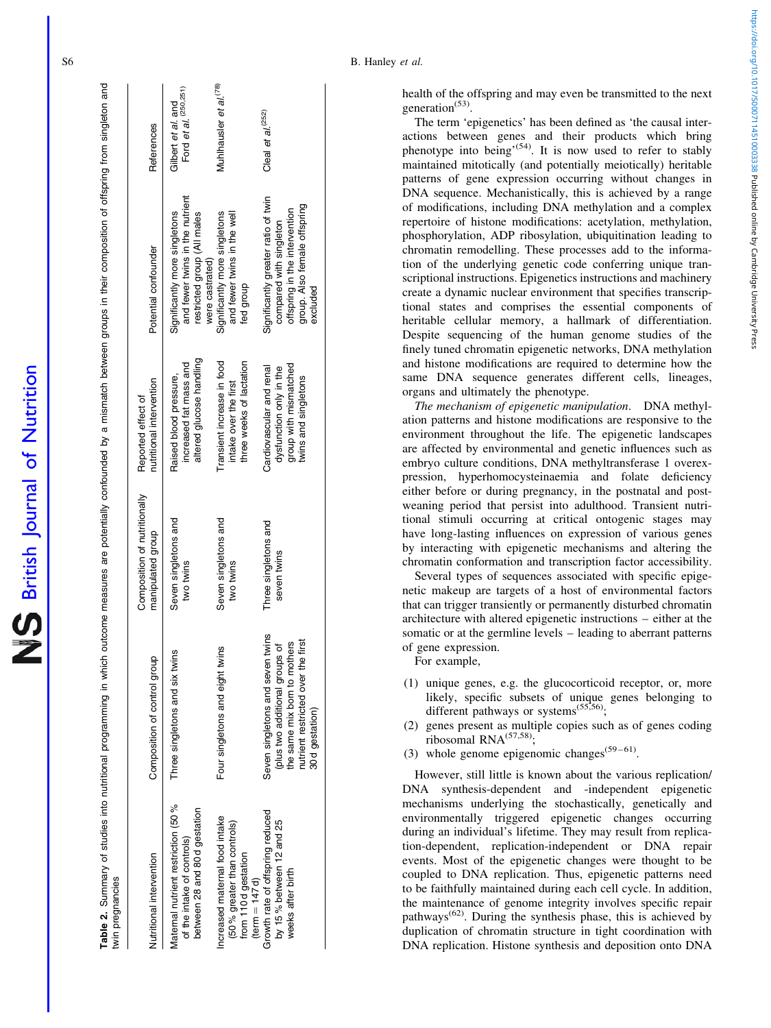**Table 2.** Summary of studies into nutritional programming in which outcome measures are potentially confounded by a mismatch between groups in their composition of offspring from singleton and twin pregnancies

| Nutritional intervention | Composition of control group | Composition of nutritionally manipulated group | Reported effect of nutritional intervention | Potential confounder | References |
|---|---|---|---|---|---|
| Maternal nutrient restriction (50 % of the intake of controls) between 28 and 80 d gestation | Three singletons and six twins | Seven singletons and two twins | Raised blood pressure, increased fat mass and altered glucose handling | Significantly more singletons and fewer twins in the nutrient restricted group (All males were castrated) | Gilbert *et al.* and Ford *et al.*[250,251] |
| Increased maternal food intake (50 % greater than controls) from 110 d gestation (term = 147 d) | Four singletons and eight twins | Seven singletons and two twins | Transient increase in food intake over the first three weeks of lactation | Significantly more singletons and fewer twins in the well fed group | Muhlhausler *et al.*[78] |
| Growth rate of offspring reduced by 15 % between 12 and 25 weeks after birth | Seven singletons and seven twins (plus two additional groups of the same mix born to mothers nutrient restricted over the first 30 d gestation) | Three singletons and seven twins | Cardiovascular and renal dysfunction only in the group with mismatched twins and singletons | Significantly greater ratio of twin compared with singleton offspring in the intervention group. Also female offspring excluded | Cleal *et al.*[252] |

health of the offspring and may even be transmitted to the next generation[53].

The term 'epigenetics' has been defined as 'the causal interactions between genes and their products which bring phenotype into being'[54]. It is now used to refer to stably maintained mitotically (and potentially meiotically) heritable patterns of gene expression occurring without changes in DNA sequence. Mechanistically, this is achieved by a range of modifications, including DNA methylation and a complex repertoire of histone modifications: acetylation, methylation, phosphorylation, ADP ribosylation, ubiquitination leading to chromatin remodelling. These processes add to the information of the underlying genetic code conferring unique transcriptional instructions. Epigenetics instructions and machinery create a dynamic nuclear environment that specifies transcriptional states and comprises the essential components of heritable cellular memory, a hallmark of differentiation. Despite sequencing of the human genome studies of the finely tuned chromatin epigenetic networks, DNA methylation and histone modifications are required to determine how the same DNA sequence generates different cells, lineages, organs and ultimately the phenotype.

*The mechanism of epigenetic manipulation.* DNA methylation patterns and histone modifications are responsive to the environment throughout the life. The epigenetic landscapes are affected by environmental and genetic influences such as embryo culture conditions, DNA methyltransferase 1 overexpression, hyperhomocysteinaemia and folate deficiency either before or during pregnancy, in the postnatal and post-weaning period that persist into adulthood. Transient nutritional stimuli occurring at critical ontogenic stages may have long-lasting influences on expression of various genes by interacting with epigenetic mechanisms and altering the chromatin conformation and transcription factor accessibility.

Several types of sequences associated with specific epigenetic makeup are targets of a host of environmental factors that can trigger transiently or permanently disturbed chromatin architecture with altered epigenetic instructions – either at the somatic or at the germline levels – leading to aberrant patterns of gene expression.

For example,

(1) unique genes, e.g. the glucocorticoid receptor, or, more likely, specific subsets of unique genes belonging to different pathways or systems[55,56];
(2) genes present as multiple copies such as of genes coding ribosomal RNA[57,58];
(3) whole genome epigenomic changes[59–61].

However, still little is known about the various replication/DNA synthesis-dependent and -independent epigenetic mechanisms underlying the stochastically, genetically and environmentally triggered epigenetic changes occurring during an individual's lifetime. They may result from replication-dependent, replication-independent or DNA repair events. Most of the epigenetic changes were thought to be coupled to DNA replication. Thus, epigenetic patterns need to be faithfully maintained during each cell cycle. In addition, the maintenance of genome integrity involves specific repair pathways[62]. During the synthesis phase, this is achieved by duplication of chromatin structure in tight coordination with DNA replication. Histone synthesis and deposition onto DNA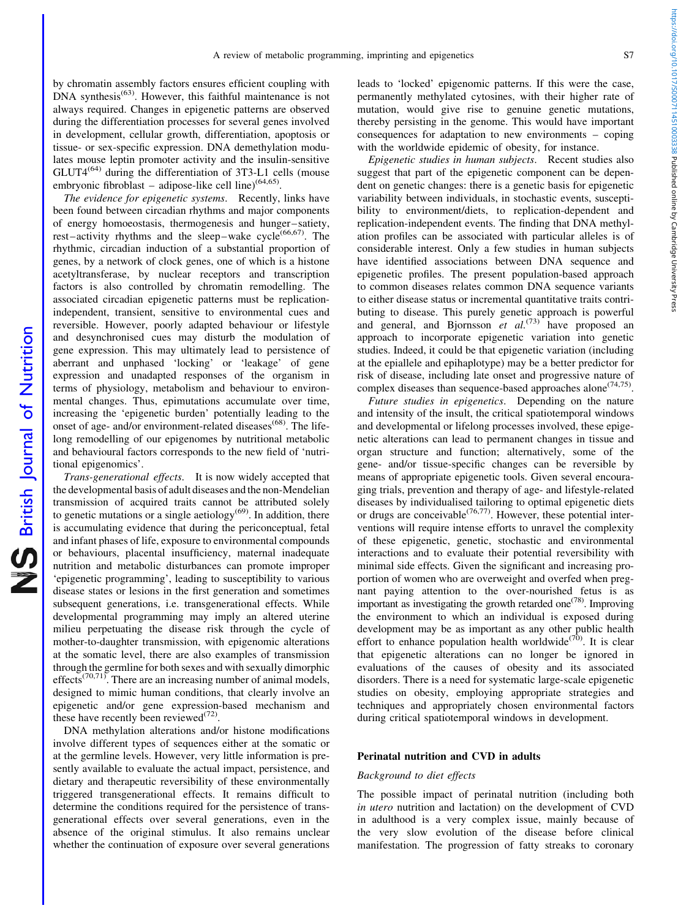by chromatin assembly factors ensures efficient coupling with DNA synthesis[63]. However, this faithful maintenance is not always required. Changes in epigenetic patterns are observed during the differentiation processes for several genes involved in development, cellular growth, differentiation, apoptosis or tissue- or sex-specific expression. DNA demethylation modulates mouse leptin promoter activity and the insulin-sensitive GLUT4[64] during the differentiation of 3T3-L1 cells (mouse embryonic fibroblast – adipose-like cell line)[64,65].

*The evidence for epigenetic systems*. Recently, links have been found between circadian rhythms and major components of energy homoeostasis, thermogenesis and hunger–satiety, rest–activity rhythms and the sleep–wake cycle[66,67]. The rhythmic, circadian induction of a substantial proportion of genes, by a network of clock genes, one of which is a histone acetyltransferase, by nuclear receptors and transcription factors is also controlled by chromatin remodelling. The associated circadian epigenetic patterns must be replication-independent, transient, sensitive to environmental cues and reversible. However, poorly adapted behaviour or lifestyle and desynchronised cues may disturb the modulation of gene expression. This may ultimately lead to persistence of aberrant and unphased 'locking' or 'leakage' of gene expression and unadapted responses of the organism in terms of physiology, metabolism and behaviour to environmental changes. Thus, epimutations accumulate over time, increasing the 'epigenetic burden' potentially leading to the onset of age- and/or environment-related diseases[68]. The lifelong remodelling of our epigenomes by nutritional metabolic and behavioural factors corresponds to the new field of 'nutritional epigenomics'.

*Trans-generational effects*. It is now widely accepted that the developmental basis of adult diseases and the non-Mendelian transmission of acquired traits cannot be attributed solely to genetic mutations or a single aetiology[69]. In addition, there is accumulating evidence that during the periconceptual, fetal and infant phases of life, exposure to environmental compounds or behaviours, placental insufficiency, maternal inadequate nutrition and metabolic disturbances can promote improper 'epigenetic programming', leading to susceptibility to various disease states or lesions in the first generation and sometimes subsequent generations, i.e. transgenerational effects. While developmental programming may imply an altered uterine milieu perpetuating the disease risk through the cycle of mother-to-daughter transmission, with epigenomic alterations at the somatic level, there are also examples of transmission through the germline for both sexes and with sexually dimorphic effects[70,71]. There are an increasing number of animal models, designed to mimic human conditions, that clearly involve an epigenetic and/or gene expression-based mechanism and these have recently been reviewed[72].

DNA methylation alterations and/or histone modifications involve different types of sequences either at the somatic or at the germline levels. However, very little information is presently available to evaluate the actual impact, persistence, and dietary and therapeutic reversibility of these environmentally triggered transgenerational effects. It remains difficult to determine the conditions required for the persistence of transgenerational effects over several generations, even in the absence of the original stimulus. It also remains unclear whether the continuation of exposure over several generations leads to 'locked' epigenomic patterns. If this were the case, permanently methylated cytosines, with their higher rate of mutation, would give rise to genuine genetic mutations, thereby persisting in the genome. This would have important consequences for adaptation to new environments – coping with the worldwide epidemic of obesity, for instance.

*Epigenetic studies in human subjects*. Recent studies also suggest that part of the epigenetic component can be dependent on genetic changes: there is a genetic basis for epigenetic variability between individuals, in stochastic events, susceptibility to environment/diets, to replication-dependent and replication-independent events. The finding that DNA methylation profiles can be associated with particular alleles is of considerable interest. Only a few studies in human subjects have identified associations between DNA sequence and epigenetic profiles. The present population-based approach to common diseases relates common DNA sequence variants to either disease status or incremental quantitative traits contributing to disease. This purely genetic approach is powerful and general, and Bjornsson *et al.*[73] have proposed an approach to incorporate epigenetic variation into genetic studies. Indeed, it could be that epigenetic variation (including at the epiallele and epihaplotype) may be a better predictor for risk of disease, including late onset and progressive nature of complex diseases than sequence-based approaches alone[74,75].

*Future studies in epigenetics*. Depending on the nature and intensity of the insult, the critical spatiotemporal windows and developmental or lifelong processes involved, these epigenetic alterations can lead to permanent changes in tissue and organ structure and function; alternatively, some of the gene- and/or tissue-specific changes can be reversible by means of appropriate epigenetic tools. Given several encouraging trials, prevention and therapy of age- and lifestyle-related diseases by individualised tailoring to optimal epigenetic diets or drugs are conceivable[76,77]. However, these potential interventions will require intense efforts to unravel the complexity of these epigenetic, genetic, stochastic and environmental interactions and to evaluate their potential reversibility with minimal side effects. Given the significant and increasing proportion of women who are overweight and overfed when pregnant paying attention to the over-nourished fetus is as important as investigating the growth retarded one[78]. Improving the environment to which an individual is exposed during development may be as important as any other public health effort to enhance population health worldwide[70]. It is clear that epigenetic alterations can no longer be ignored in evaluations of the causes of obesity and its associated disorders. There is a need for systematic large-scale epigenetic studies on obesity, employing appropriate strategies and techniques and appropriately chosen environmental factors during critical spatiotemporal windows in development.

## Perinatal nutrition and CVD in adults

### Background to diet effects

The possible impact of perinatal nutrition (including both *in utero* nutrition and lactation) on the development of CVD in adulthood is a very complex issue, mainly because of the very slow evolution of the disease before clinical manifestation. The progression of fatty streaks to coronary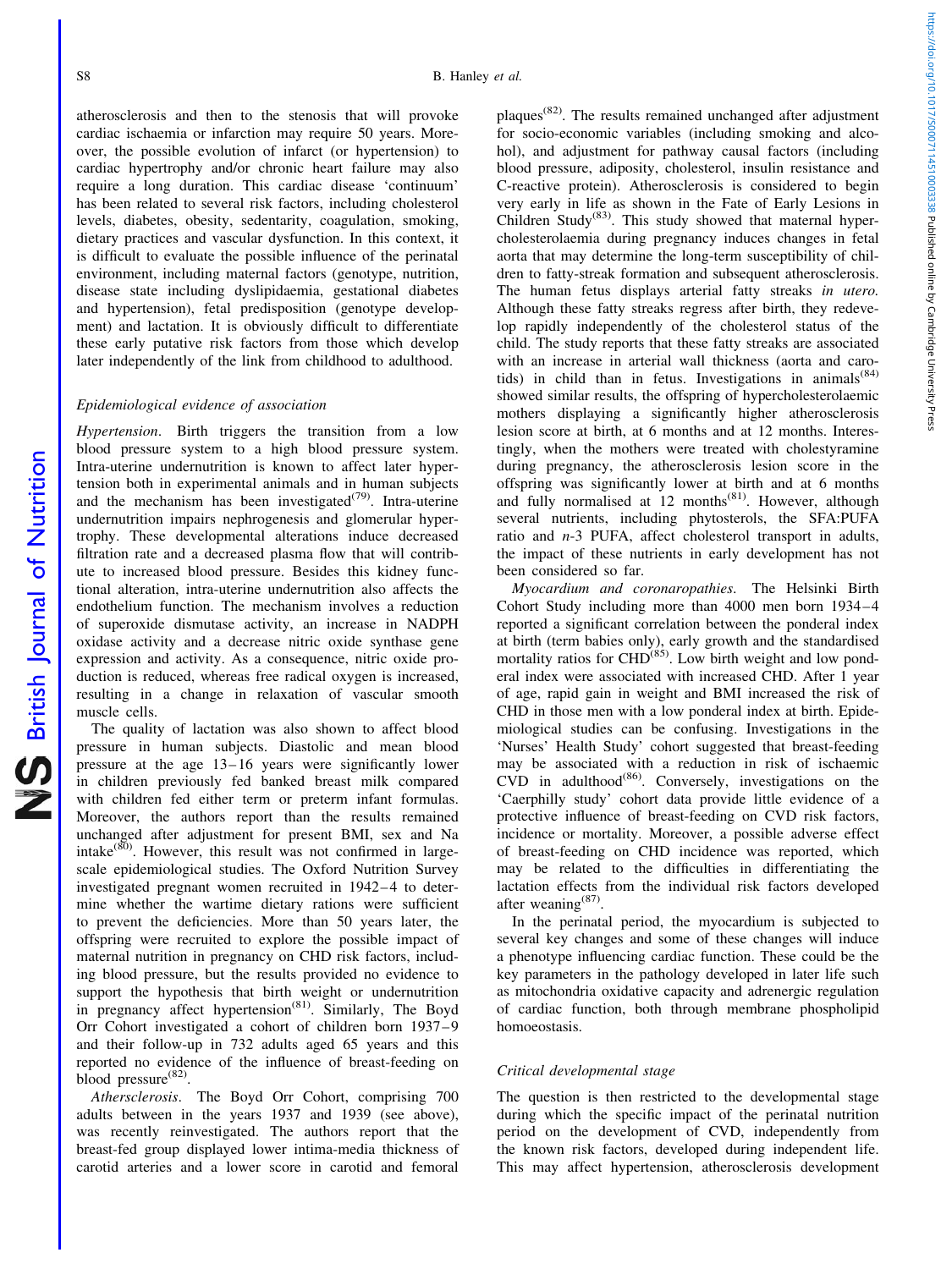atherosclerosis and then to the stenosis that will provoke cardiac ischaemia or infarction may require 50 years. Moreover, the possible evolution of infarct (or hypertension) to cardiac hypertrophy and/or chronic heart failure may also require a long duration. This cardiac disease 'continuum' has been related to several risk factors, including cholesterol levels, diabetes, obesity, sedentarity, coagulation, smoking, dietary practices and vascular dysfunction. In this context, it is difficult to evaluate the possible influence of the perinatal environment, including maternal factors (genotype, nutrition, disease state including dyslipidaemia, gestational diabetes and hypertension), fetal predisposition (genotype development) and lactation. It is obviously difficult to differentiate these early putative risk factors from those which develop later independently of the link from childhood to adulthood.

### *Epidemiological evidence of association*

*Hypertension*. Birth triggers the transition from a low blood pressure system to a high blood pressure system. Intra-uterine undernutrition is known to affect later hypertension both in experimental animals and in human subjects and the mechanism has been investigated[79]. Intra-uterine undernutrition impairs nephrogenesis and glomerular hypertrophy. These developmental alterations induce decreased filtration rate and a decreased plasma flow that will contribute to increased blood pressure. Besides this kidney functional alteration, intra-uterine undernutrition also affects the endothelium function. The mechanism involves a reduction of superoxide dismutase activity, an increase in NADPH oxidase activity and a decrease nitric oxide synthase gene expression and activity. As a consequence, nitric oxide production is reduced, whereas free radical oxygen is increased, resulting in a change in relaxation of vascular smooth muscle cells.

The quality of lactation was also shown to affect blood pressure in human subjects. Diastolic and mean blood pressure at the age 13–16 years were significantly lower in children previously fed banked breast milk compared with children fed either term or preterm infant formulas. Moreover, the authors report than the results remained unchanged after adjustment for present BMI, sex and Na intake[80]. However, this result was not confirmed in large-scale epidemiological studies. The Oxford Nutrition Survey investigated pregnant women recruited in 1942–4 to determine whether the wartime dietary rations were sufficient to prevent the deficiencies. More than 50 years later, the offspring were recruited to explore the possible impact of maternal nutrition in pregnancy on CHD risk factors, including blood pressure, but the results provided no evidence to support the hypothesis that birth weight or undernutrition in pregnancy affect hypertension[81]. Similarly, The Boyd Orr Cohort investigated a cohort of children born 1937–9 and their follow-up in 732 adults aged 65 years and this reported no evidence of the influence of breast-feeding on blood pressure[82].

*Athersclerosis*. The Boyd Orr Cohort, comprising 700 adults between in the years 1937 and 1939 (see above), was recently reinvestigated. The authors report that the breast-fed group displayed lower intima-media thickness of carotid arteries and a lower score in carotid and femoral plaques[82]. The results remained unchanged after adjustment for socio-economic variables (including smoking and alcohol), and adjustment for pathway causal factors (including blood pressure, adiposity, cholesterol, insulin resistance and C-reactive protein). Atherosclerosis is considered to begin very early in life as shown in the Fate of Early Lesions in Children Study[83]. This study showed that maternal hypercholesterolaemia during pregnancy induces changes in fetal aorta that may determine the long-term susceptibility of children to fatty-streak formation and subsequent atherosclerosis. The human fetus displays arterial fatty streaks *in utero*. Although these fatty streaks regress after birth, they redevelop rapidly independently of the cholesterol status of the child. The study reports that these fatty streaks are associated with an increase in arterial wall thickness (aorta and carotids) in child than in fetus. Investigations in animals[84] showed similar results, the offspring of hypercholesterolaemic mothers displaying a significantly higher atherosclerosis lesion score at birth, at 6 months and at 12 months. Interestingly, when the mothers were treated with cholestyramine during pregnancy, the atherosclerosis lesion score in the offspring was significantly lower at birth and at 6 months and fully normalised at 12 months[81]. However, although several nutrients, including phytosterols, the SFA:PUFA ratio and *n*-3 PUFA, affect cholesterol transport in adults, the impact of these nutrients in early development has not been considered so far.

*Myocardium and coronaropathies*. The Helsinki Birth Cohort Study including more than 4000 men born 1934–4 reported a significant correlation between the ponderal index at birth (term babies only), early growth and the standardised mortality ratios for CHD[85]. Low birth weight and low ponderal index were associated with increased CHD. After 1 year of age, rapid gain in weight and BMI increased the risk of CHD in those men with a low ponderal index at birth. Epidemiological studies can be confusing. Investigations in the 'Nurses' Health Study' cohort suggested that breast-feeding may be associated with a reduction in risk of ischaemic CVD in adulthood[86]. Conversely, investigations on the 'Caerphilly study' cohort data provide little evidence of a protective influence of breast-feeding on CVD risk factors, incidence or mortality. Moreover, a possible adverse effect of breast-feeding on CHD incidence was reported, which may be related to the difficulties in differentiating the lactation effects from the individual risk factors developed after weaning[87].

In the perinatal period, the myocardium is subjected to several key changes and some of these changes will induce a phenotype influencing cardiac function. These could be the key parameters in the pathology developed in later life such as mitochondria oxidative capacity and adrenergic regulation of cardiac function, both through membrane phospholipid homoeostasis.

### *Critical developmental stage*

The question is then restricted to the developmental stage during which the specific impact of the perinatal nutrition period on the development of CVD, independently from the known risk factors, developed during independent life. This may affect hypertension, atherosclerosis development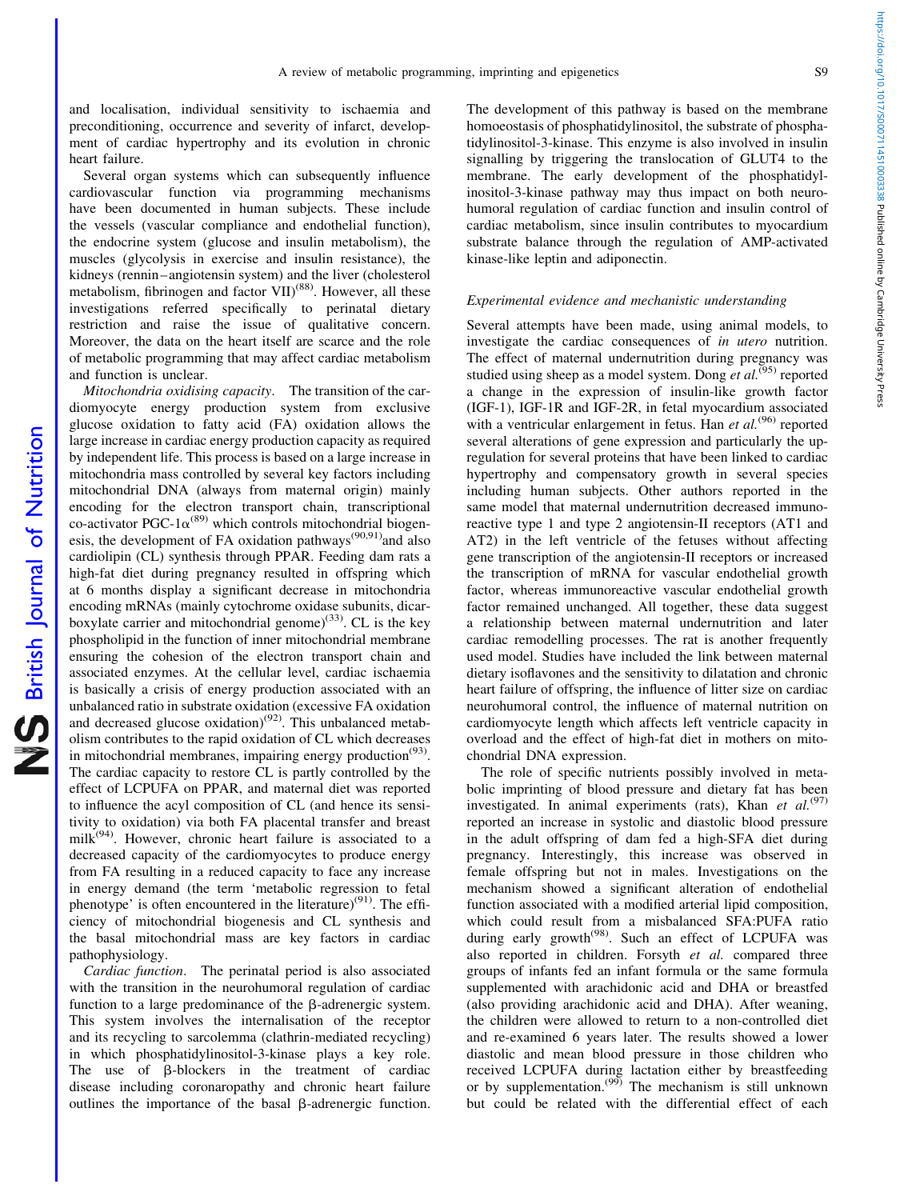and localisation, individual sensitivity to ischaemia and preconditioning, occurrence and severity of infarct, development of cardiac hypertrophy and its evolution in chronic heart failure.

Several organ systems which can subsequently influence cardiovascular function via programming mechanisms have been documented in human subjects. These include the vessels (vascular compliance and endothelial function), the endocrine system (glucose and insulin metabolism), the muscles (glycolysis in exercise and insulin resistance), the kidneys (rennin–angiotensin system) and the liver (cholesterol metabolism, fibrinogen and factor VII)[88]. However, all these investigations referred specifically to perinatal dietary restriction and raise the issue of qualitative concern. Moreover, the data on the heart itself are scarce and the role of metabolic programming that may affect cardiac metabolism and function is unclear.

*Mitochondria oxidising capacity*. The transition of the cardiomyocyte energy production system from exclusive glucose oxidation to fatty acid (FA) oxidation allows the large increase in cardiac energy production capacity as required by independent life. This process is based on a large increase in mitochondria mass controlled by several key factors including mitochondrial DNA (always from maternal origin) mainly encoding for the electron transport chain, transcriptional co-activator PGC-1$\alpha$[89] which controls mitochondrial biogenesis, the development of FA oxidation pathways[90,91] and also cardiolipin (CL) synthesis through PPAR. Feeding dam rats a high-fat diet during pregnancy resulted in offspring which at 6 months display a significant decrease in mitochondria encoding mRNAs (mainly cytochrome oxidase subunits, dicarboxylate carrier and mitochondrial genome)[33]. CL is the key phospholipid in the function of inner mitochondrial membrane ensuring the cohesion of the electron transport chain and associated enzymes. At the cellular level, cardiac ischaemia is basically a crisis of energy production associated with an unbalanced ratio in substrate oxidation (excessive FA oxidation and decreased glucose oxidation)[92]. This unbalanced metabolism contributes to the rapid oxidation of CL which decreases in mitochondrial membranes, impairing energy production[93]. The cardiac capacity to restore CL is partly controlled by the effect of LCPUFA on PPAR, and maternal diet was reported to influence the acyl composition of CL (and hence its sensitivity to oxidation) via both FA placental transfer and breast milk[94]. However, chronic heart failure is associated to a decreased capacity of the cardiomyocytes to produce energy from FA resulting in a reduced capacity to face any increase in energy demand (the term 'metabolic regression to fetal phenotype' is often encountered in the literature)[91]. The efficiency of mitochondrial biogenesis and CL synthesis and the basal mitochondrial mass are key factors in cardiac pathophysiology.

*Cardiac function*. The perinatal period is also associated with the transition in the neurohumoral regulation of cardiac function to a large predominance of the $\beta$-adrenergic system. This system involves the internalisation of the receptor and its recycling to sarcolemma (clathrin-mediated recycling) in which phosphatidylinositol-3-kinase plays a key role. The use of $\beta$-blockers in the treatment of cardiac disease including coronaropathy and chronic heart failure outlines the importance of the basal $\beta$-adrenergic function. The development of this pathway is based on the membrane homoeostasis of phosphatidylinositol, the substrate of phosphatidylinositol-3-kinase. This enzyme is also involved in insulin signalling by triggering the translocation of GLUT4 to the membrane. The early development of the phosphatidylinositol-3-kinase pathway may thus impact on both neurohumoral regulation of cardiac function and insulin control of cardiac metabolism, since insulin contributes to myocardium substrate balance through the regulation of AMP-activated kinase-like leptin and adiponectin.

### *Experimental evidence and mechanistic understanding*

Several attempts have been made, using animal models, to investigate the cardiac consequences of *in utero* nutrition. The effect of maternal undernutrition during pregnancy was studied using sheep as a model system. Dong *et al.*[95] reported a change in the expression of insulin-like growth factor (IGF-1), IGF-1R and IGF-2R, in fetal myocardium associated with a ventricular enlargement in fetus. Han *et al.*[96] reported several alterations of gene expression and particularly the up-regulation for several proteins that have been linked to cardiac hypertrophy and compensatory growth in several species including human subjects. Other authors reported in the same model that maternal undernutrition decreased immunoreactive type 1 and type 2 angiotensin-II receptors (AT1 and AT2) in the left ventricle of the fetuses without affecting gene transcription of the angiotensin-II receptors or increased the transcription of mRNA for vascular endothelial growth factor, whereas immunoreactive vascular endothelial growth factor remained unchanged. All together, these data suggest a relationship between maternal undernutrition and later cardiac remodelling processes. The rat is another frequently used model. Studies have included the link between maternal dietary isoflavones and the sensitivity to dilatation and chronic heart failure of offspring, the influence of litter size on cardiac neurohumoral control, the influence of maternal nutrition on cardiomyocyte length which affects left ventricle capacity in overload and the effect of high-fat diet in mothers on mitochondrial DNA expression.

The role of specific nutrients possibly involved in metabolic imprinting of blood pressure and dietary fat has been investigated. In animal experiments (rats), Khan *et al.*[97] reported an increase in systolic and diastolic blood pressure in the adult offspring of dam fed a high-SFA diet during pregnancy. Interestingly, this increase was observed in female offspring but not in males. Investigations on the mechanism showed a significant alteration of endothelial function associated with a modified arterial lipid composition, which could result from a misbalanced SFA:PUFA ratio during early growth[98]. Such an effect of LCPUFA was also reported in children. Forsyth *et al.* compared three groups of infants fed an infant formula or the same formula supplemented with arachidonic acid and DHA or breastfed (also providing arachidonic acid and DHA). After weaning, the children were allowed to return to a non-controlled diet and re-examined 6 years later. The results showed a lower diastolic and mean blood pressure in those children who received LCPUFA during lactation either by breastfeeding or by supplementation.[99] The mechanism is still unknown but could be related with the differential effect of each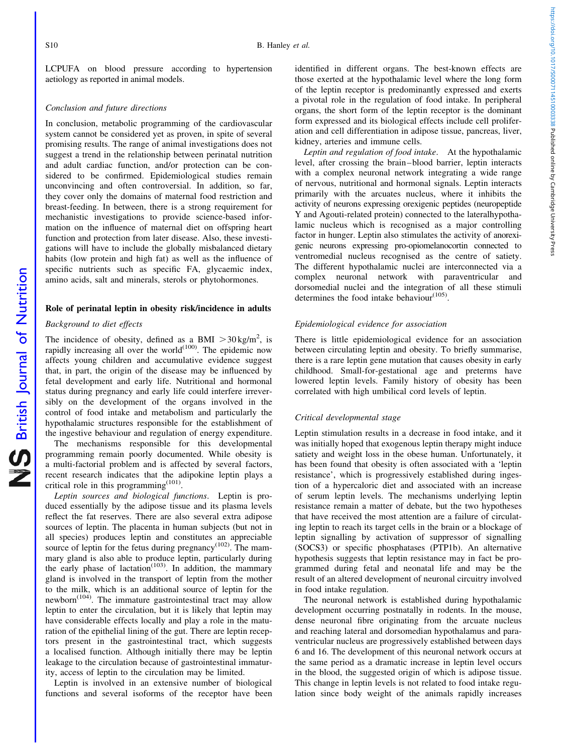LCPUFA on blood pressure according to hypertension aetiology as reported in animal models.

### Conclusion and future directions

In conclusion, metabolic programming of the cardiovascular system cannot be considered yet as proven, in spite of several promising results. The range of animal investigations does not suggest a trend in the relationship between perinatal nutrition and adult cardiac function, and/or protection can be considered to be confirmed. Epidemiological studies remain unconvincing and often controversial. In addition, so far, they cover only the domains of maternal food restriction and breast-feeding. In between, there is a strong requirement for mechanistic investigations to provide science-based information on the influence of maternal diet on offspring heart function and protection from later disease. Also, these investigations will have to include the globally misbalanced dietary habits (low protein and high fat) as well as the influence of specific nutrients such as specific FA, glycaemic index, amino acids, salt and minerals, sterols or phytohormones.

## Role of perinatal leptin in obesity risk/incidence in adults

### Background to diet effects

The incidence of obesity, defined as a BMI $>30\,kg/m^2$, is rapidly increasing all over the world[100]. The epidemic now affects young children and accumulative evidence suggest that, in part, the origin of the disease may be influenced by fetal development and early life. Nutritional and hormonal status during pregnancy and early life could interfere irreversibly on the development of the organs involved in the control of food intake and metabolism and particularly the hypothalamic structures responsible for the establishment of the ingestive behaviour and regulation of energy expenditure.

The mechanisms responsible for this developmental programming remain poorly documented. While obesity is a multi-factorial problem and is affected by several factors, recent research indicates that the adipokine leptin plays a critical role in this programming[101].

*Leptin sources and biological functions*. Leptin is produced essentially by the adipose tissue and its plasma levels reflect the fat reserves. There are also several extra adipose sources of leptin. The placenta in human subjects (but not in all species) produces leptin and constitutes an appreciable source of leptin for the fetus during pregnancy[102]. The mammary gland is also able to produce leptin, particularly during the early phase of lactation[103]. In addition, the mammary gland is involved in the transport of leptin from the mother to the milk, which is an additional source of leptin for the newborn[104]. The immature gastrointestinal tract may allow leptin to enter the circulation, but it is likely that leptin may have considerable effects locally and play a role in the maturation of the epithelial lining of the gut. There are leptin receptors present in the gastrointestinal tract, which suggests a localised function. Although initially there may be leptin leakage to the circulation because of gastrointestinal immaturity, access of leptin to the circulation may be limited.

Leptin is involved in an extensive number of biological functions and several isoforms of the receptor have been identified in different organs. The best-known effects are those exerted at the hypothalamic level where the long form of the leptin receptor is predominantly expressed and exerts a pivotal role in the regulation of food intake. In peripheral organs, the short form of the leptin receptor is the dominant form expressed and its biological effects include cell proliferation and cell differentiation in adipose tissue, pancreas, liver, kidney, arteries and immune cells.

*Leptin and regulation of food intake*. At the hypothalamic level, after crossing the brain–blood barrier, leptin interacts with a complex neuronal network integrating a wide range of nervous, nutritional and hormonal signals. Leptin interacts primarily with the arcuates nucleus, where it inhibits the activity of neurons expressing orexigenic peptides (neuropeptide Y and Agouti-related protein) connected to the lateralhypothalamic nucleus which is recognised as a major controlling factor in hunger. Leptin also stimulates the activity of anorexigenic neurons expressing pro-opiomelanocortin connected to ventromedial nucleus recognised as the centre of satiety. The different hypothalamic nuclei are interconnected via a complex neuronal network with paraventricular and dorsomedial nuclei and the integration of all these stimuli determines the food intake behaviour[105].

### Epidemiological evidence for association

There is little epidemiological evidence for an association between circulating leptin and obesity. To briefly summarise, there is a rare leptin gene mutation that causes obesity in early childhood. Small-for-gestational age and preterms have lowered leptin levels. Family history of obesity has been correlated with high umbilical cord levels of leptin.

### Critical developmental stage

Leptin stimulation results in a decrease in food intake, and it was initially hoped that exogenous leptin therapy might induce satiety and weight loss in the obese human. Unfortunately, it has been found that obesity is often associated with a 'leptin resistance', which is progressively established during ingestion of a hypercaloric diet and associated with an increase of serum leptin levels. The mechanisms underlying leptin resistance remain a matter of debate, but the two hypotheses that have received the most attention are a failure of circulating leptin to reach its target cells in the brain or a blockage of leptin signalling by activation of suppressor of signalling (SOCS3) or specific phosphatases (PTP1b). An alternative hypothesis suggests that leptin resistance may in fact be programmed during fetal and neonatal life and may be the result of an altered development of neuronal circuitry involved in food intake regulation.

The neuronal network is established during hypothalamic development occurring postnatally in rodents. In the mouse, dense neuronal fibre originating from the arcuate nucleus and reaching lateral and dorsomedian hypothalamus and paraventricular nucleus are progressively established between days 6 and 16. The development of this neuronal network occurs at the same period as a dramatic increase in leptin level occurs in the blood, the suggested origin of which is adipose tissue. This change in leptin levels is not related to food intake regulation since body weight of the animals rapidly increases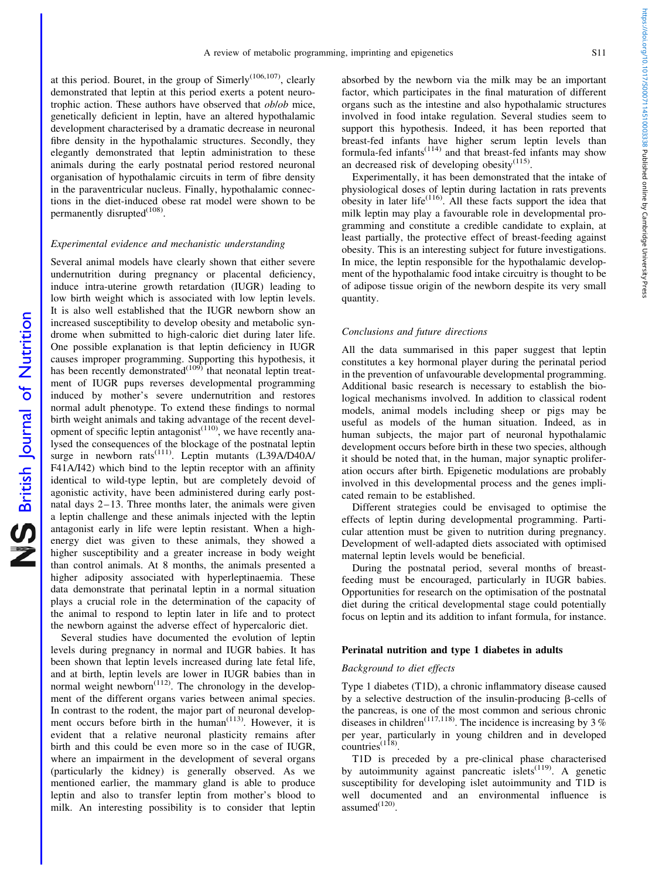at this period. Bouret, in the group of Simerly[106,107], clearly demonstrated that leptin at this period exerts a potent neurotrophic action. These authors have observed that *ob/ob* mice, genetically deficient in leptin, have an altered hypothalamic development characterised by a dramatic decrease in neuronal fibre density in the hypothalamic structures. Secondly, they elegantly demonstrated that leptin administration to these animals during the early postnatal period restored neuronal organisation of hypothalamic circuits in term of fibre density in the paraventricular nucleus. Finally, hypothalamic connections in the diet-induced obese rat model were shown to be permanently disrupted[108].

### *Experimental evidence and mechanistic understanding*

Several animal models have clearly shown that either severe undernutrition during pregnancy or placental deficiency, induce intra-uterine growth retardation (IUGR) leading to low birth weight which is associated with low leptin levels. It is also well established that the IUGR newborn show an increased susceptibility to develop obesity and metabolic syndrome when submitted to high-caloric diet during later life. One possible explanation is that leptin deficiency in IUGR causes improper programming. Supporting this hypothesis, it has been recently demonstrated[109] that neonatal leptin treatment of IUGR pups reverses developmental programming induced by mother's severe undernutrition and restores normal adult phenotype. To extend these findings to normal birth weight animals and taking advantage of the recent development of specific leptin antagonist[110], we have recently analysed the consequences of the blockage of the postnatal leptin surge in newborn rats[111]. Leptin mutants (L39A/D40A/F41A/I42) which bind to the leptin receptor with an affinity identical to wild-type leptin, but are completely devoid of agonistic activity, have been administered during early postnatal days 2–13. Three months later, the animals were given a leptin challenge and these animals injected with the leptin antagonist early in life were leptin resistant. When a high-energy diet was given to these animals, they showed a higher susceptibility and a greater increase in body weight than control animals. At 8 months, the animals presented a higher adiposity associated with hyperleptinaemia. These data demonstrate that perinatal leptin in a normal situation plays a crucial role in the determination of the capacity of the animal to respond to leptin later in life and to protect the newborn against the adverse effect of hypercaloric diet.

Several studies have documented the evolution of leptin levels during pregnancy in normal and IUGR babies. It has been shown that leptin levels increased during late fetal life, and at birth, leptin levels are lower in IUGR babies than in normal weight newborn[112]. The chronology in the development of the different organs varies between animal species. In contrast to the rodent, the major part of neuronal development occurs before birth in the human[113]. However, it is evident that a relative neuronal plasticity remains after birth and this could be even more so in the case of IUGR, where an impairment in the development of several organs (particularly the kidney) is generally observed. As we mentioned earlier, the mammary gland is able to produce leptin and also to transfer leptin from mother's blood to milk. An interesting possibility is to consider that leptin absorbed by the newborn via the milk may be an important factor, which participates in the final maturation of different organs such as the intestine and also hypothalamic structures involved in food intake regulation. Several studies seem to support this hypothesis. Indeed, it has been reported that breast-fed infants have higher serum leptin levels than formula-fed infants[114] and that breast-fed infants may show an decreased risk of developing obesity[115].

Experimentally, it has been demonstrated that the intake of physiological doses of leptin during lactation in rats prevents obesity in later life[116]. All these facts support the idea that milk leptin may play a favourable role in developmental programming and constitute a credible candidate to explain, at least partially, the protective effect of breast-feeding against obesity. This is an interesting subject for future investigations. In mice, the leptin responsible for the hypothalamic development of the hypothalamic food intake circuitry is thought to be of adipose tissue origin of the newborn despite its very small quantity.

### *Conclusions and future directions*

All the data summarised in this paper suggest that leptin constitutes a key hormonal player during the perinatal period in the prevention of unfavourable developmental programming. Additional basic research is necessary to establish the biological mechanisms involved. In addition to classical rodent models, animal models including sheep or pigs may be useful as models of the human situation. Indeed, as in human subjects, the major part of neuronal hypothalamic development occurs before birth in these two species, although it should be noted that, in the human, major synaptic proliferation occurs after birth. Epigenetic modulations are probably involved in this developmental process and the genes implicated remain to be established.

Different strategies could be envisaged to optimise the effects of leptin during developmental programming. Particular attention must be given to nutrition during pregnancy. Development of well-adapted diets associated with optimised maternal leptin levels would be beneficial.

During the postnatal period, several months of breast-feeding must be encouraged, particularly in IUGR babies. Opportunities for research on the optimisation of the postnatal diet during the critical developmental stage could potentially focus on leptin and its addition to infant formula, for instance.

## Perinatal nutrition and type 1 diabetes in adults

### *Background to diet effects*

Type 1 diabetes (T1D), a chronic inflammatory disease caused by a selective destruction of the insulin-producing β-cells of the pancreas, is one of the most common and serious chronic diseases in children[117,118]. The incidence is increasing by 3 % per year, particularly in young children and in developed countries[118].

T1D is preceded by a pre-clinical phase characterised by autoimmunity against pancreatic islets[119]. A genetic susceptibility for developing islet autoimmunity and T1D is well documented and an environmental influence is assumed[120].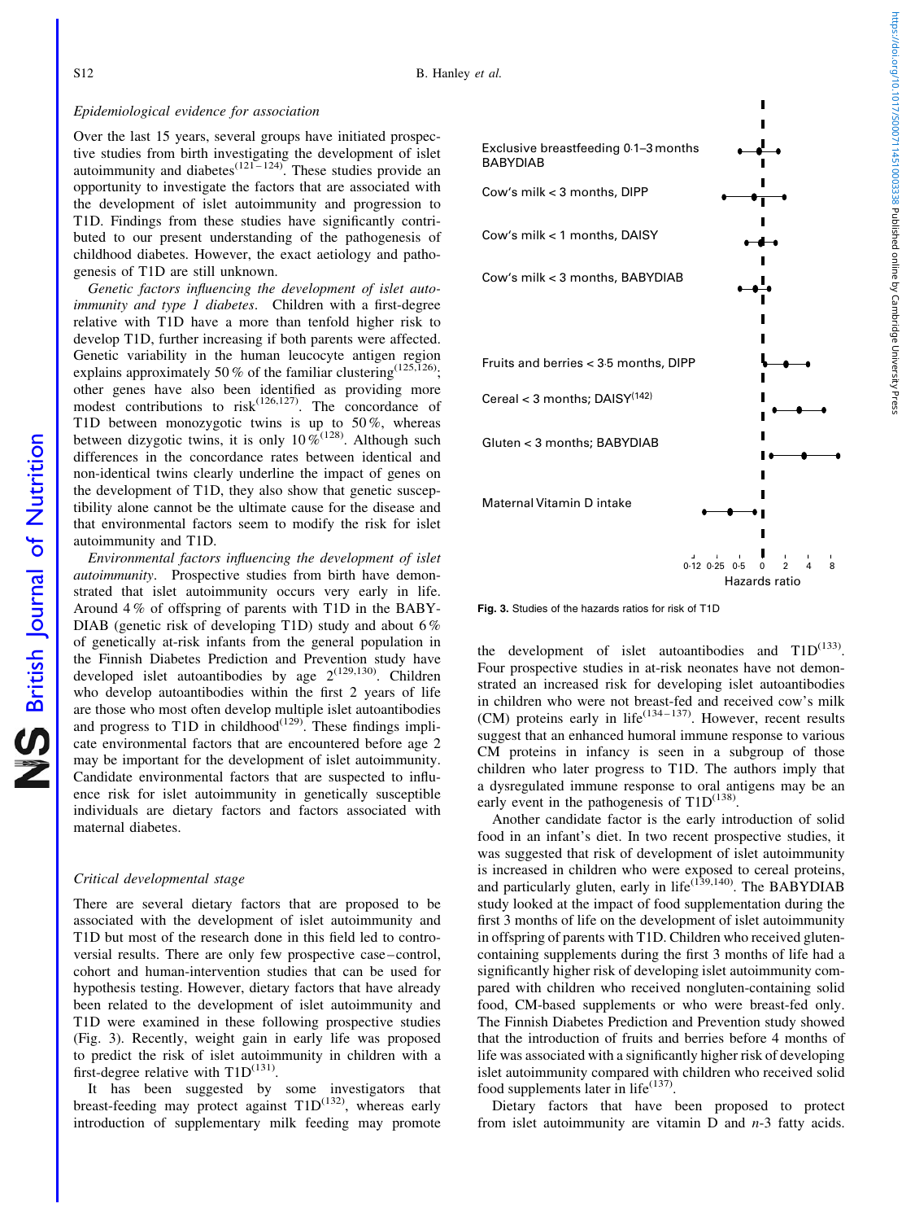*Epidemiological evidence for association*

Over the last 15 years, several groups have initiated prospective studies from birth investigating the development of islet autoimmunity and diabetes[121–124]. These studies provide an opportunity to investigate the factors that are associated with the development of islet autoimmunity and progression to T1D. Findings from these studies have significantly contributed to our present understanding of the pathogenesis of childhood diabetes. However, the exact aetiology and pathogenesis of T1D are still unknown.

*Genetic factors influencing the development of islet autoimmunity and type 1 diabetes*. Children with a first-degree relative with T1D have a more than tenfold higher risk to develop T1D, further increasing if both parents were affected. Genetic variability in the human leucocyte antigen region explains approximately 50 % of the familiar clustering[125,126]; other genes have also been identified as providing more modest contributions to risk[126,127]. The concordance of T1D between monozygotic twins is up to 50 %, whereas between dizygotic twins, it is only 10 %[128]. Although such differences in the concordance rates between identical and non-identical twins clearly underline the impact of genes on the development of T1D, they also show that genetic susceptibility alone cannot be the ultimate cause for the disease and that environmental factors seem to modify the risk for islet autoimmunity and T1D.

*Environmental factors influencing the development of islet autoimmunity*. Prospective studies from birth have demonstrated that islet autoimmunity occurs very early in life. Around 4 % of offspring of parents with T1D in the BABYDIAB (genetic risk of developing T1D) study and about 6 % of genetically at-risk infants from the general population in the Finnish Diabetes Prediction and Prevention study have developed islet autoantibodies by age 2[129,130]. Children who develop autoantibodies within the first 2 years of life are those who most often develop multiple islet autoantibodies and progress to T1D in childhood[129]. These findings implicate environmental factors that are encountered before age 2 may be important for the development of islet autoimmunity. Candidate environmental factors that are suspected to influence risk for islet autoimmunity in genetically susceptible individuals are dietary factors and factors associated with maternal diabetes.

*Critical developmental stage*

There are several dietary factors that are proposed to be associated with the development of islet autoimmunity and T1D but most of the research done in this field led to controversial results. There are only few prospective case–control, cohort and human-intervention studies that can be used for hypothesis testing. However, dietary factors that have already been related to the development of islet autoimmunity and T1D were examined in these following prospective studies (Fig. 3). Recently, weight gain in early life was proposed to predict the risk of islet autoimmunity in children with a first-degree relative with T1D[131].

It has been suggested by some investigators that breast-feeding may protect against T1D[132], whereas early introduction of supplementary milk feeding may promote the development of islet autoantibodies and T1D[133]. Four prospective studies in at-risk neonates have not demonstrated an increased risk for developing islet autoantibodies in children who were not breast-fed and received cow's milk (CM) proteins early in life[134–137]. However, recent results suggest that an enhanced humoral immune response to various CM proteins in infancy is seen in a subgroup of those children who later progress to T1D. The authors imply that a dysregulated immune response to oral antigens may be an early event in the pathogenesis of T1D[138].

Another candidate factor is the early introduction of solid food in an infant's diet. In two recent prospective studies, it was suggested that risk of development of islet autoimmunity is increased in children who were exposed to cereal proteins, and particularly gluten, early in life[139,140]. The BABYDIAB study looked at the impact of food supplementation during the first 3 months of life on the development of islet autoimmunity in offspring of parents with T1D. Children who received gluten-containing supplements during the first 3 months of life had a significantly higher risk of developing islet autoimmunity compared with children who received nongluten-containing solid food, CM-based supplements or who were breast-fed only. The Finnish Diabetes Prediction and Prevention study showed that the introduction of fruits and berries before 4 months of life was associated with a significantly higher risk of developing islet autoimmunity compared with children who received solid food supplements later in life[137].

Dietary factors that have been proposed to protect from islet autoimmunity are vitamin D and $n$-3 fatty acids.

Fig. 3. Studies of the hazards ratios for risk of T1D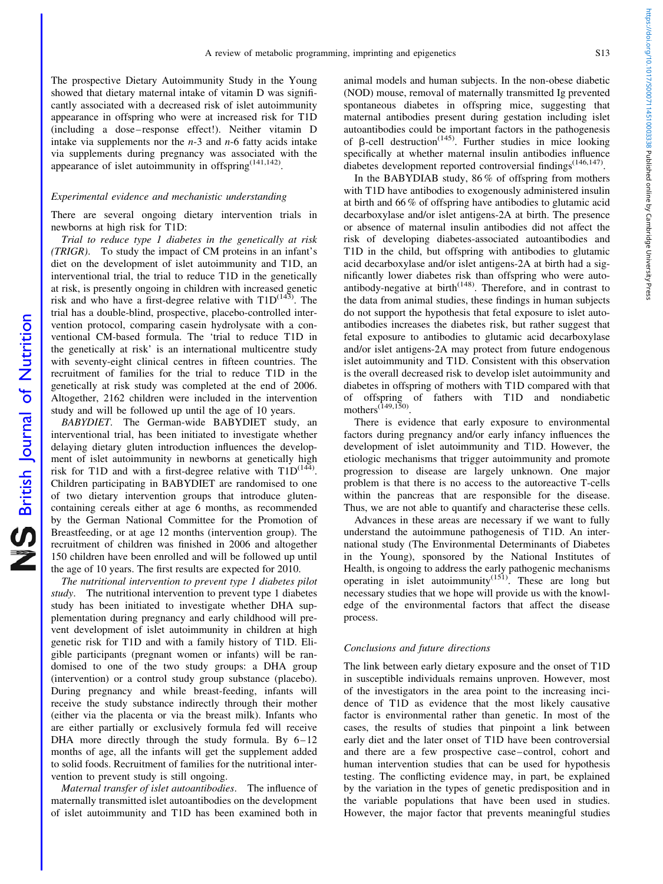The prospective Dietary Autoimmunity Study in the Young showed that dietary maternal intake of vitamin D was significantly associated with a decreased risk of islet autoimmunity appearance in offspring who were at increased risk for T1D (including a dose–response effect!). Neither vitamin D intake via supplements nor the *n*-3 and *n*-6 fatty acids intake via supplements during pregnancy was associated with the appearance of islet autoimmunity in offspring[141,142].

### *Experimental evidence and mechanistic understanding*

There are several ongoing dietary intervention trials in newborns at high risk for T1D:

*Trial to reduce type 1 diabetes in the genetically at risk (TRIGR).* To study the impact of CM proteins in an infant's diet on the development of islet autoimmunity and T1D, an interventional trial, the trial to reduce T1D in the genetically at risk, is presently ongoing in children with increased genetic risk and who have a first-degree relative with T1D[143]. The trial has a double-blind, prospective, placebo-controlled intervention protocol, comparing casein hydrolysate with a conventional CM-based formula. The 'trial to reduce T1D in the genetically at risk' is an international multicentre study with seventy-eight clinical centres in fifteen countries. The recruitment of families for the trial to reduce T1D in the genetically at risk study was completed at the end of 2006. Altogether, 2162 children were included in the intervention study and will be followed up until the age of 10 years.

*BABYDIET.* The German-wide BABYDIET study, an interventional trial, has been initiated to investigate whether delaying dietary gluten introduction influences the development of islet autoimmunity in newborns at genetically high risk for T1D and with a first-degree relative with T1D[144]. Children participating in BABYDIET are randomised to one of two dietary intervention groups that introduce gluten-containing cereals either at age 6 months, as recommended by the German National Committee for the Promotion of Breastfeeding, or at age 12 months (intervention group). The recruitment of children was finished in 2006 and altogether 150 children have been enrolled and will be followed up until the age of 10 years. The first results are expected for 2010.

*The nutritional intervention to prevent type 1 diabetes pilot study.* The nutritional intervention to prevent type 1 diabetes study has been initiated to investigate whether DHA supplementation during pregnancy and early childhood will prevent development of islet autoimmunity in children at high genetic risk for T1D and with a family history of T1D. Eligible participants (pregnant women or infants) will be randomised to one of the two study groups: a DHA group (intervention) or a control study group substance (placebo). During pregnancy and while breast-feeding, infants will receive the study substance indirectly through their mother (either via the placenta or via the breast milk). Infants who are either partially or exclusively formula fed will receive DHA more directly through the study formula. By 6–12 months of age, all the infants will get the supplement added to solid foods. Recruitment of families for the nutritional intervention to prevent study is still ongoing.

*Maternal transfer of islet autoantibodies.* The influence of maternally transmitted islet autoantibodies on the development of islet autoimmunity and T1D has been examined both in animal models and human subjects. In the non-obese diabetic (NOD) mouse, removal of maternally transmitted Ig prevented spontaneous diabetes in offspring mice, suggesting that maternal antibodies present during gestation including islet autoantibodies could be important factors in the pathogenesis of β-cell destruction[145]. Further studies in mice looking specifically at whether maternal insulin antibodies influence diabetes development reported controversial findings[146,147].

In the BABYDIAB study, 86 % of offspring from mothers with T1D have antibodies to exogenously administered insulin at birth and 66 % of offspring have antibodies to glutamic acid decarboxylase and/or islet antigens-2A at birth. The presence or absence of maternal insulin antibodies did not affect the risk of developing diabetes-associated autoantibodies and T1D in the child, but offspring with antibodies to glutamic acid decarboxylase and/or islet antigens-2A at birth had a significantly lower diabetes risk than offspring who were autoantibody-negative at birth[148]. Therefore, and in contrast to the data from animal studies, these findings in human subjects do not support the hypothesis that fetal exposure to islet autoantibodies increases the diabetes risk, but rather suggest that fetal exposure to antibodies to glutamic acid decarboxylase and/or islet antigens-2A may protect from future endogenous islet autoimmunity and T1D. Consistent with this observation is the overall decreased risk to develop islet autoimmunity and diabetes in offspring of mothers with T1D compared with that of offspring of fathers with T1D and nondiabetic mothers[149,150].

There is evidence that early exposure to environmental factors during pregnancy and/or early infancy influences the development of islet autoimmunity and T1D. However, the etiologic mechanisms that trigger autoimmunity and promote progression to disease are largely unknown. One major problem is that there is no access to the autoreactive T-cells within the pancreas that are responsible for the disease. Thus, we are not able to quantify and characterise these cells.

Advances in these areas are necessary if we want to fully understand the autoimmune pathogenesis of T1D. An international study (The Environmental Determinants of Diabetes in the Young), sponsored by the National Institutes of Health, is ongoing to address the early pathogenic mechanisms operating in islet autoimmunity[151]. These are long but necessary studies that we hope will provide us with the knowledge of the environmental factors that affect the disease process.

### *Conclusions and future directions*

The link between early dietary exposure and the onset of T1D in susceptible individuals remains unproven. However, most of the investigators in the area point to the increasing incidence of T1D as evidence that the most likely causative factor is environmental rather than genetic. In most of the cases, the results of studies that pinpoint a link between early diet and the later onset of T1D have been controversial and there are a few prospective case–control, cohort and human intervention studies that can be used for hypothesis testing. The conflicting evidence may, in part, be explained by the variation in the types of genetic predisposition and in the variable populations that have been used in studies. However, the major factor that prevents meaningful studies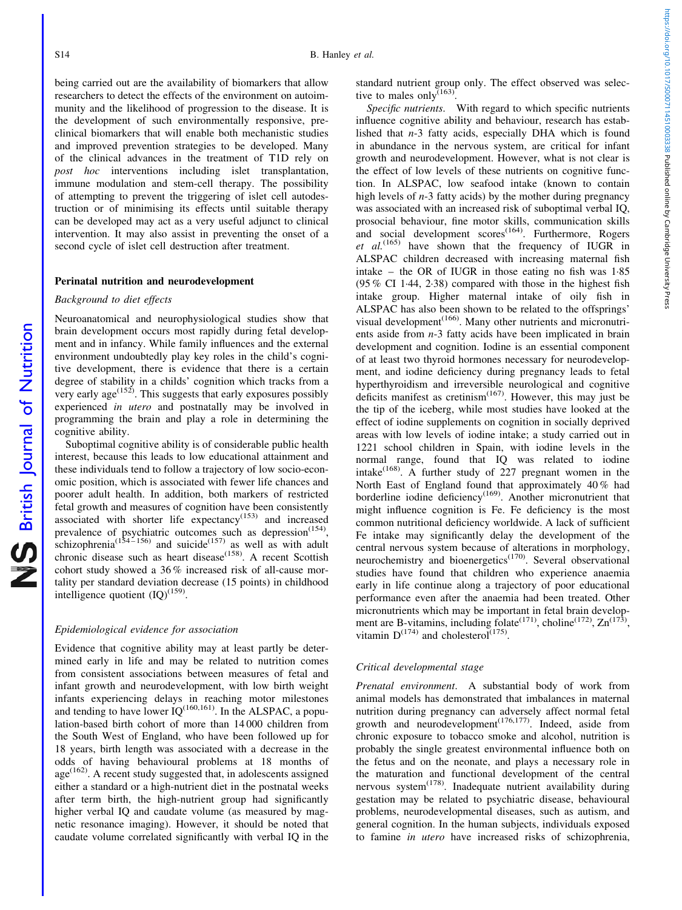being carried out are the availability of biomarkers that allow researchers to detect the effects of the environment on autoimmunity and the likelihood of progression to the disease. It is the development of such environmentally responsive, pre-clinical biomarkers that will enable both mechanistic studies and improved prevention strategies to be developed. Many of the clinical advances in the treatment of T1D rely on *post hoc* interventions including islet transplantation, immune modulation and stem-cell therapy. The possibility of attempting to prevent the triggering of islet cell autodestruction or of minimising its effects until suitable therapy can be developed may act as a very useful adjunct to clinical intervention. It may also assist in preventing the onset of a second cycle of islet cell destruction after treatment.

## Perinatal nutrition and neurodevelopment

### *Background to diet effects*

Neuroanatomical and neurophysiological studies show that brain development occurs most rapidly during fetal development and in infancy. While family influences and the external environment undoubtedly play key roles in the child's cognitive development, there is evidence that there is a certain degree of stability in a childs' cognition which tracks from a very early age[152]. This suggests that early exposures possibly experienced *in utero* and postnatally may be involved in programming the brain and play a role in determining the cognitive ability.

Suboptimal cognitive ability is of considerable public health interest, because this leads to low educational attainment and these individuals tend to follow a trajectory of low socio-economic position, which is associated with fewer life chances and poorer adult health. In addition, both markers of restricted fetal growth and measures of cognition have been consistently associated with shorter life expectancy[153] and increased prevalence of psychiatric outcomes such as depression[154], schizophrenia[154–156] and suicide[157] as well as with adult chronic disease such as heart disease[158]. A recent Scottish cohort study showed a 36 % increased risk of all-cause mortality per standard deviation decrease (15 points) in childhood intelligence quotient (IQ)[159].

### *Epidemiological evidence for association*

Evidence that cognitive ability may at least partly be determined early in life and may be related to nutrition comes from consistent associations between measures of fetal and infant growth and neurodevelopment, with low birth weight infants experiencing delays in reaching motor milestones and tending to have lower IQ[160,161]. In the ALSPAC, a population-based birth cohort of more than 14 000 children from the South West of England, who have been followed up for 18 years, birth length was associated with a decrease in the odds of having behavioural problems at 18 months of age[162]. A recent study suggested that, in adolescents assigned either a standard or a high-nutrient diet in the postnatal weeks after term birth, the high-nutrient group had significantly higher verbal IQ and caudate volume (as measured by magnetic resonance imaging). However, it should be noted that caudate volume correlated significantly with verbal IQ in the standard nutrient group only. The effect observed was selective to males only[163].

*Specific nutrients*. With regard to which specific nutrients influence cognitive ability and behaviour, research has established that *n*-3 fatty acids, especially DHA which is found in abundance in the nervous system, are critical for infant growth and neurodevelopment. However, what is not clear is the effect of low levels of these nutrients on cognitive function. In ALSPAC, low seafood intake (known to contain high levels of *n*-3 fatty acids) by the mother during pregnancy was associated with an increased risk of suboptimal verbal IQ, prosocial behaviour, fine motor skills, communication skills and social development scores[164]. Furthermore, Rogers *et al.*[165] have shown that the frequency of IUGR in ALSPAC children decreased with increasing maternal fish intake – the OR of IUGR in those eating no fish was 1·85 (95 % CI 1·44, 2·38) compared with those in the highest fish intake group. Higher maternal intake of oily fish in ALSPAC has also been shown to be related to the offsprings' visual development[166]. Many other nutrients and micronutrients aside from *n*-3 fatty acids have been implicated in brain development and cognition. Iodine is an essential component of at least two thyroid hormones necessary for neurodevelopment, and iodine deficiency during pregnancy leads to fetal hyperthyroidism and irreversible neurological and cognitive deficits manifest as cretinism[167]. However, this may just be the tip of the iceberg, while most studies have looked at the effect of iodine supplements on cognition in socially deprived areas with low levels of iodine intake; a study carried out in 1221 school children in Spain, with iodine levels in the normal range, found that IQ was related to iodine intake[168]. A further study of 227 pregnant women in the North East of England found that approximately 40 % had borderline iodine deficiency[169]. Another micronutrient that might influence cognition is Fe. Fe deficiency is the most common nutritional deficiency worldwide. A lack of sufficient Fe intake may significantly delay the development of the central nervous system because of alterations in morphology, neurochemistry and bioenergetics[170]. Several observational studies have found that children who experience anaemia early in life continue along a trajectory of poor educational performance even after the anaemia had been treated. Other micronutrients which may be important in fetal brain development are B-vitamins, including folate[171], choline[172], Zn[173], vitamin D[174] and cholesterol[175].

### *Critical developmental stage*

*Prenatal environment*. A substantial body of work from animal models has demonstrated that imbalances in maternal nutrition during pregnancy can adversely affect normal fetal growth and neurodevelopment[176,177]. Indeed, aside from chronic exposure to tobacco smoke and alcohol, nutrition is probably the single greatest environmental influence both on the fetus and on the neonate, and plays a necessary role in the maturation and functional development of the central nervous system[178]. Inadequate nutrient availability during gestation may be related to psychiatric disease, behavioural problems, neurodevelopmental diseases, such as autism, and general cognition. In the human subjects, individuals exposed to famine *in utero* have increased risks of schizophrenia,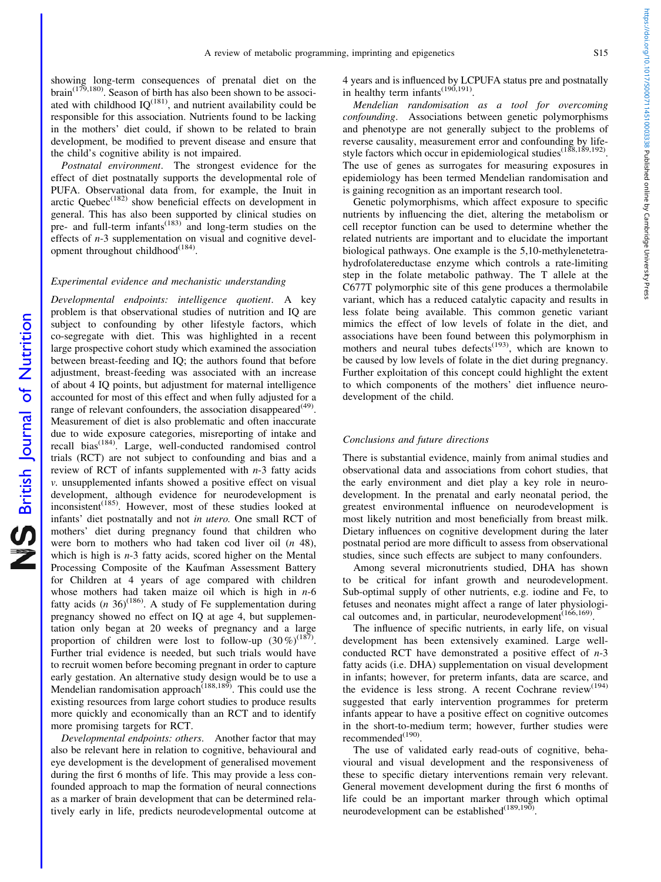showing long-term consequences of prenatal diet on the brain[179,180]. Season of birth has also been shown to be associated with childhood IQ[181], and nutrient availability could be responsible for this association. Nutrients found to be lacking in the mothers' diet could, if shown to be related to brain development, be modified to prevent disease and ensure that the child's cognitive ability is not impaired.

*Postnatal environment*. The strongest evidence for the effect of diet postnatally supports the developmental role of PUFA. Observational data from, for example, the Inuit in arctic Quebec[182] show beneficial effects on development in general. This has also been supported by clinical studies on pre- and full-term infants[183] and long-term studies on the effects of *n*-3 supplementation on visual and cognitive development throughout childhood[184].

### *Experimental evidence and mechanistic understanding*

*Developmental endpoints: intelligence quotient*. A key problem is that observational studies of nutrition and IQ are subject to confounding by other lifestyle factors, which co-segregate with diet. This was highlighted in a recent large prospective cohort study which examined the association between breast-feeding and IQ; the authors found that before adjustment, breast-feeding was associated with an increase of about 4 IQ points, but adjustment for maternal intelligence accounted for most of this effect and when fully adjusted for a range of relevant confounders, the association disappeared[49]. Measurement of diet is also problematic and often inaccurate due to wide exposure categories, misreporting of intake and recall bias[184]. Large, well-conducted randomised control trials (RCT) are not subject to confounding and bias and a review of RCT of infants supplemented with *n*-3 fatty acids *v.* unsupplemented infants showed a positive effect on visual development, although evidence for neurodevelopment is inconsistent[185]. However, most of these studies looked at infants' diet postnatally and not *in utero*. One small RCT of mothers' diet during pregnancy found that children who were born to mothers who had taken cod liver oil (*n* 48), which is high in *n*-3 fatty acids, scored higher on the Mental Processing Composite of the Kaufman Assessment Battery for Children at 4 years of age compared with children whose mothers had taken maize oil which is high in *n*-6 fatty acids (*n* 36)[186]. A study of Fe supplementation during pregnancy showed no effect on IQ at age 4, but supplementation only began at 20 weeks of pregnancy and a large proportion of children were lost to follow-up (30 %)[187]. Further trial evidence is needed, but such trials would have to recruit women before becoming pregnant in order to capture early gestation. An alternative study design would be to use a Mendelian randomisation approach[188,189]. This could use the existing resources from large cohort studies to produce results more quickly and economically than an RCT and to identify more promising targets for RCT.

*Developmental endpoints: others*. Another factor that may also be relevant here in relation to cognitive, behavioural and eye development is the development of generalised movement during the first 6 months of life. This may provide a less confounded approach to map the formation of neural connections as a marker of brain development that can be determined relatively early in life, predicts neurodevelopmental outcome at 4 years and is influenced by LCPUFA status pre and postnatally in healthy term infants[190,191].

*Mendelian randomisation as a tool for overcoming confounding*. Associations between genetic polymorphisms and phenotype are not generally subject to the problems of reverse causality, measurement error and confounding by lifestyle factors which occur in epidemiological studies[188,189,192]. The use of genes as surrogates for measuring exposures in epidemiology has been termed Mendelian randomisation and is gaining recognition as an important research tool.

Genetic polymorphisms, which affect exposure to specific nutrients by influencing the diet, altering the metabolism or cell receptor function can be used to determine whether the related nutrients are important and to elucidate the important biological pathways. One example is the 5,10-methylenetetrahydrofolatereductase enzyme which controls a rate-limiting step in the folate metabolic pathway. The T allele at the C677T polymorphic site of this gene produces a thermolabile variant, which has a reduced catalytic capacity and results in less folate being available. This common genetic variant mimics the effect of low levels of folate in the diet, and associations have been found between this polymorphism in mothers and neural tubes defects[193], which are known to be caused by low levels of folate in the diet during pregnancy. Further exploitation of this concept could highlight the extent to which components of the mothers' diet influence neurodevelopment of the child.

## *Conclusions and future directions*

There is substantial evidence, mainly from animal studies and observational data and associations from cohort studies, that the early environment and diet play a key role in neurodevelopment. In the prenatal and early neonatal period, the greatest environmental influence on neurodevelopment is most likely nutrition and most beneficially from breast milk. Dietary influences on cognitive development during the later postnatal period are more difficult to assess from observational studies, since such effects are subject to many confounders.

Among several micronutrients studied, DHA has shown to be critical for infant growth and neurodevelopment. Sub-optimal supply of other nutrients, e.g. iodine and Fe, to fetuses and neonates might affect a range of later physiological outcomes and, in particular, neurodevelopment[166,169].

The influence of specific nutrients, in early life, on visual development has been extensively examined. Large well-conducted RCT have demonstrated a positive effect of *n*-3 fatty acids (i.e. DHA) supplementation on visual development in infants; however, for preterm infants, data are scarce, and the evidence is less strong. A recent Cochrane review[194] suggested that early intervention programmes for preterm infants appear to have a positive effect on cognitive outcomes in the short-to-medium term; however, further studies were recommended[190].

The use of validated early read-outs of cognitive, behavioural and visual development and the responsiveness of these to specific dietary interventions remain very relevant. General movement development during the first 6 months of life could be an important marker through which optimal neurodevelopment can be established[189,190].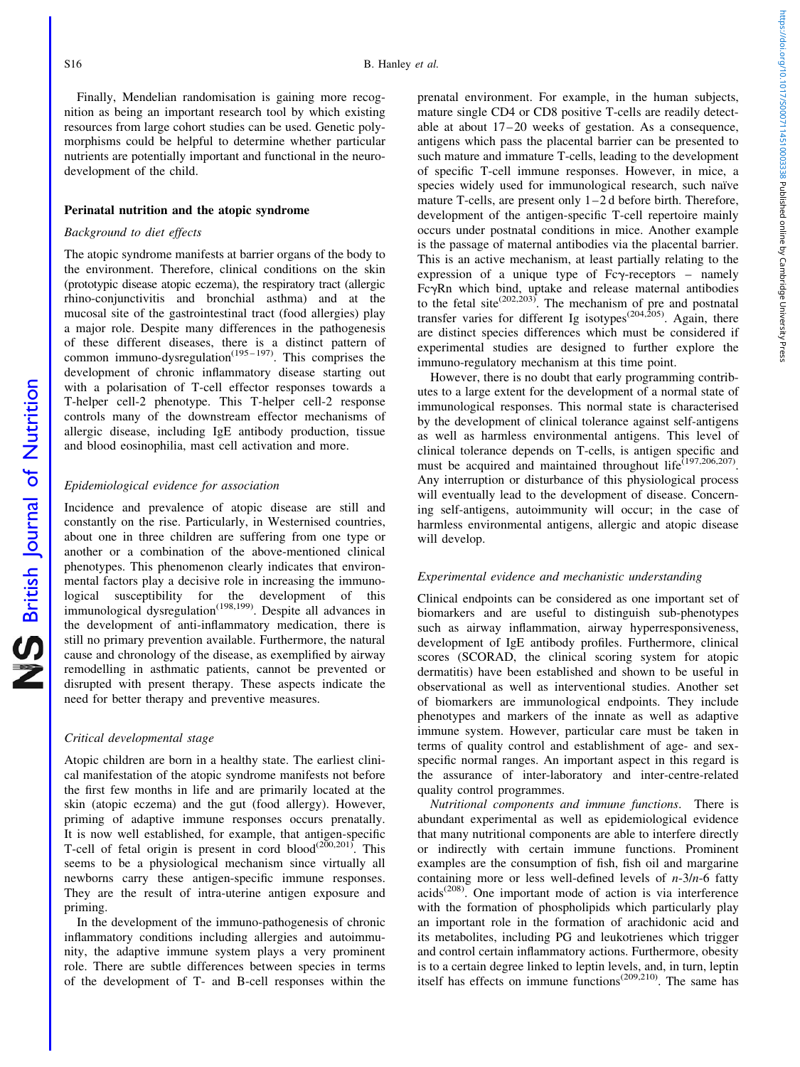Finally, Mendelian randomisation is gaining more recognition as being an important research tool by which existing resources from large cohort studies can be used. Genetic polymorphisms could be helpful to determine whether particular nutrients are potentially important and functional in the neurodevelopment of the child.

## Perinatal nutrition and the atopic syndrome

### *Background to diet effects*

The atopic syndrome manifests at barrier organs of the body to the environment. Therefore, clinical conditions on the skin (prototypic disease atopic eczema), the respiratory tract (allergic rhino-conjunctivitis and bronchial asthma) and at the mucosal site of the gastrointestinal tract (food allergies) play a major role. Despite many differences in the pathogenesis of these different diseases, there is a distinct pattern of common immuno-dysregulation[195–197]. This comprises the development of chronic inflammatory disease starting out with a polarisation of T-cell effector responses towards a T-helper cell-2 phenotype. This T-helper cell-2 response controls many of the downstream effector mechanisms of allergic disease, including IgE antibody production, tissue and blood eosinophilia, mast cell activation and more.

### *Epidemiological evidence for association*

Incidence and prevalence of atopic disease are still and constantly on the rise. Particularly, in Westernised countries, about one in three children are suffering from one type or another or a combination of the above-mentioned clinical phenotypes. This phenomenon clearly indicates that environmental factors play a decisive role in increasing the immunological susceptibility for the development of this immunological dysregulation[198,199]. Despite all advances in the development of anti-inflammatory medication, there is still no primary prevention available. Furthermore, the natural cause and chronology of the disease, as exemplified by airway remodelling in asthmatic patients, cannot be prevented or disrupted with present therapy. These aspects indicate the need for better therapy and preventive measures.

### *Critical developmental stage*

Atopic children are born in a healthy state. The earliest clinical manifestation of the atopic syndrome manifests not before the first few months in life and are primarily located at the skin (atopic eczema) and the gut (food allergy). However, priming of adaptive immune responses occurs prenatally. It is now well established, for example, that antigen-specific T-cell of fetal origin is present in cord blood[200,201]. This seems to be a physiological mechanism since virtually all newborns carry these antigen-specific immune responses. They are the result of intra-uterine antigen exposure and priming.

In the development of the immuno-pathogenesis of chronic inflammatory conditions including allergies and autoimmunity, the adaptive immune system plays a very prominent role. There are subtle differences between species in terms of the development of T- and B-cell responses within the prenatal environment. For example, in the human subjects, mature single CD4 or CD8 positive T-cells are readily detectable at about 17–20 weeks of gestation. As a consequence, antigens which pass the placental barrier can be presented to such mature and immature T-cells, leading to the development of specific T-cell immune responses. However, in mice, a species widely used for immunological research, such naïve mature T-cells, are present only 1–2 d before birth. Therefore, development of the antigen-specific T-cell repertoire mainly occurs under postnatal conditions in mice. Another example is the passage of maternal antibodies via the placental barrier. This is an active mechanism, at least partially relating to the expression of a unique type of Fcγ-receptors – namely FcγRn which bind, uptake and release maternal antibodies to the fetal site[202,203]. The mechanism of pre and postnatal transfer varies for different Ig isotypes[204,205]. Again, there are distinct species differences which must be considered if experimental studies are designed to further explore the immuno-regulatory mechanism at this time point.

However, there is no doubt that early programming contributes to a large extent for the development of a normal state of immunological responses. This normal state is characterised by the development of clinical tolerance against self-antigens as well as harmless environmental antigens. This level of clinical tolerance depends on T-cells, is antigen specific and must be acquired and maintained throughout life[197,206,207]. Any interruption or disturbance of this physiological process will eventually lead to the development of disease. Concerning self-antigens, autoimmunity will occur; in the case of harmless environmental antigens, allergic and atopic disease will develop.

### *Experimental evidence and mechanistic understanding*

Clinical endpoints can be considered as one important set of biomarkers and are useful to distinguish sub-phenotypes such as airway inflammation, airway hyperresponsiveness, development of IgE antibody profiles. Furthermore, clinical scores (SCORAD, the clinical scoring system for atopic dermatitis) have been established and shown to be useful in observational as well as interventional studies. Another set of biomarkers are immunological endpoints. They include phenotypes and markers of the innate as well as adaptive immune system. However, particular care must be taken in terms of quality control and establishment of age- and sex-specific normal ranges. An important aspect in this regard is the assurance of inter-laboratory and inter-centre-related quality control programmes.

*Nutritional components and immune functions*. There is abundant experimental as well as epidemiological evidence that many nutritional components are able to interfere directly or indirectly with certain immune functions. Prominent examples are the consumption of fish, fish oil and margarine containing more or less well-defined levels of $n$-3/$n$-6 fatty acids[208]. One important mode of action is via interference with the formation of phospholipids which particularly play an important role in the formation of arachidonic acid and its metabolites, including PG and leukotrienes which trigger and control certain inflammatory actions. Furthermore, obesity is to a certain degree linked to leptin levels, and, in turn, leptin itself has effects on immune functions[209,210]. The same has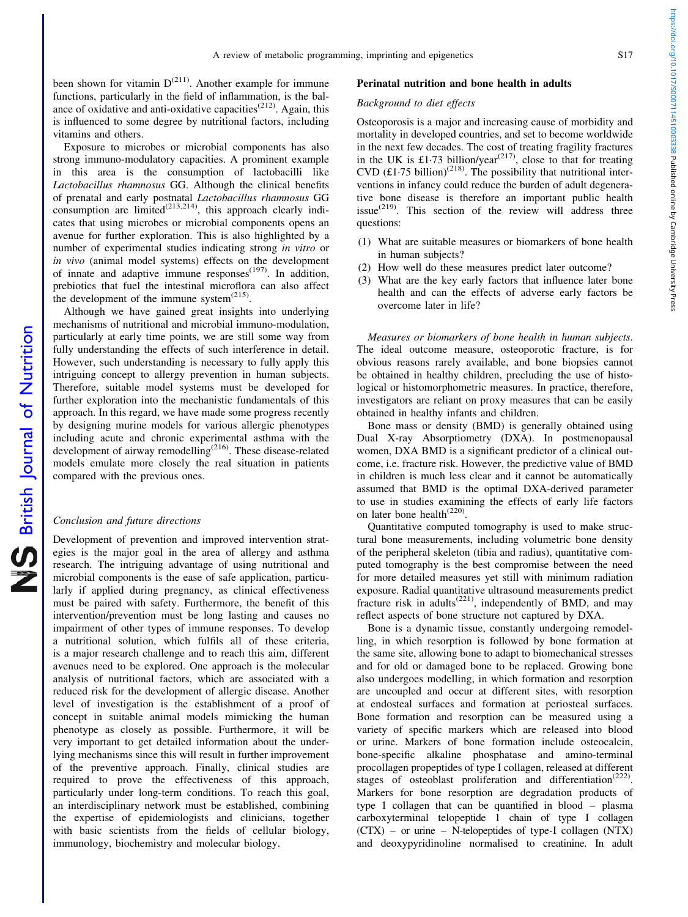been shown for vitamin D[211]. Another example for immune functions, particularly in the field of inflammation, is the balance of oxidative and anti-oxidative capacities[212]. Again, this is influenced to some degree by nutritional factors, including vitamins and others.

Exposure to microbes or microbial components has also strong immuno-modulatory capacities. A prominent example in this area is the consumption of lactobacilli like *Lactobacillus rhamnosus* GG. Although the clinical benefits of prenatal and early postnatal *Lactobacillus rhamnosus* GG consumption are limited[213,214], this approach clearly indicates that using microbes or microbial components opens an avenue for further exploration. This is also highlighted by a number of experimental studies indicating strong *in vitro* or *in vivo* (animal model systems) effects on the development of innate and adaptive immune responses[197]. In addition, prebiotics that fuel the intestinal microflora can also affect the development of the immune system[215].

Although we have gained great insights into underlying mechanisms of nutritional and microbial immuno-modulation, particularly at early time points, we are still some way from fully understanding the effects of such interference in detail. However, such understanding is necessary to fully apply this intriguing concept to allergy prevention in human subjects. Therefore, suitable model systems must be developed for further exploration into the mechanistic fundamentals of this approach. In this regard, we have made some progress recently by designing murine models for various allergic phenotypes including acute and chronic experimental asthma with the development of airway remodelling[216]. These disease-related models emulate more closely the real situation in patients compared with the previous ones.

### *Conclusion and future directions*

Development of prevention and improved intervention strategies is the major goal in the area of allergy and asthma research. The intriguing advantage of using nutritional and microbial components is the ease of safe application, particularly if applied during pregnancy, as clinical effectiveness must be paired with safety. Furthermore, the benefit of this intervention/prevention must be long lasting and causes no impairment of other types of immune responses. To develop a nutritional solution, which fulfils all of these criteria, is a major research challenge and to reach this aim, different avenues need to be explored. One approach is the molecular analysis of nutritional factors, which are associated with a reduced risk for the development of allergic disease. Another level of investigation is the establishment of a proof of concept in suitable animal models mimicking the human phenotype as closely as possible. Furthermore, it will be very important to get detailed information about the underlying mechanisms since this will result in further improvement of the preventive approach. Finally, clinical studies are required to prove the effectiveness of this approach, particularly under long-term conditions. To reach this goal, an interdisciplinary network must be established, combining the expertise of epidemiologists and clinicians, together with basic scientists from the fields of cellular biology, immunology, biochemistry and molecular biology.

## Perinatal nutrition and bone health in adults

### *Background to diet effects*

Osteoporosis is a major and increasing cause of morbidity and mortality in developed countries, and set to become worldwide in the next few decades. The cost of treating fragility fractures in the UK is £1·73 billion/year[217], close to that for treating CVD (£1·75 billion)[218]. The possibility that nutritional interventions in infancy could reduce the burden of adult degenerative bone disease is therefore an important public health issue[219]. This section of the review will address three questions:

(1) What are suitable measures or biomarkers of bone health in human subjects?
(2) How well do these measures predict later outcome?
(3) What are the key early factors that influence later bone health and can the effects of adverse early factors be overcome later in life?

*Measures or biomarkers of bone health in human subjects*. The ideal outcome measure, osteoporotic fracture, is for obvious reasons rarely available, and bone biopsies cannot be obtained in healthy children, precluding the use of histological or histomorphometric measures. In practice, therefore, investigators are reliant on proxy measures that can be easily obtained in healthy infants and children.

Bone mass or density (BMD) is generally obtained using Dual X-ray Absorptiometry (DXA). In postmenopausal women, DXA BMD is a significant predictor of a clinical outcome, i.e. fracture risk. However, the predictive value of BMD in children is much less clear and it cannot be automatically assumed that BMD is the optimal DXA-derived parameter to use in studies examining the effects of early life factors on later bone health[220].

Quantitative computed tomography is used to make structural bone measurements, including volumetric bone density of the peripheral skeleton (tibia and radius), quantitative computed tomography is the best compromise between the need for more detailed measures yet still with minimum radiation exposure. Radial quantitative ultrasound measurements predict fracture risk in adults[221], independently of BMD, and may reflect aspects of bone structure not captured by DXA.

Bone is a dynamic tissue, constantly undergoing remodelling, in which resorption is followed by bone formation at the same site, allowing bone to adapt to biomechanical stresses and for old or damaged bone to be replaced. Growing bone also undergoes modelling, in which formation and resorption are uncoupled and occur at different sites, with resorption at endosteal surfaces and formation at periosteal surfaces. Bone formation and resorption can be measured using a variety of specific markers which are released into blood or urine. Markers of bone formation include osteocalcin, bone-specific alkaline phosphatase and amino-terminal procollagen propeptides of type I collagen, released at different stages of osteoblast proliferation and differentiation[222]. Markers for bone resorption are degradation products of type 1 collagen that can be quantified in blood – plasma carboxyterminal telopeptide 1 chain of type I collagen (CTX) – or urine – N-telopeptides of type-I collagen (NTX) and deoxypyridinoline normalised to creatinine. In adult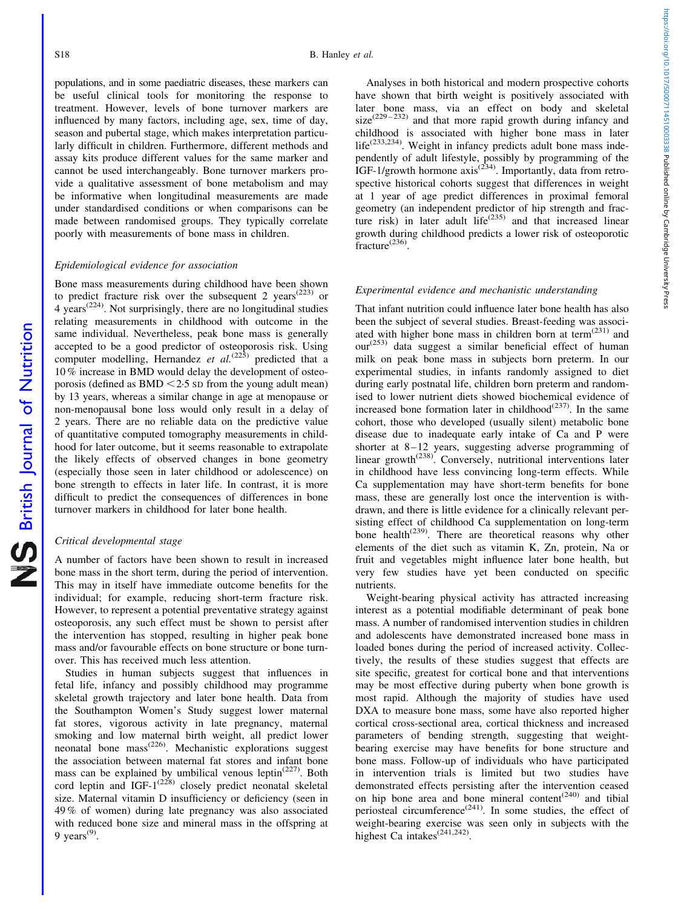populations, and in some paediatric diseases, these markers can be useful clinical tools for monitoring the response to treatment. However, levels of bone turnover markers are influenced by many factors, including age, sex, time of day, season and pubertal stage, which makes interpretation particularly difficult in children. Furthermore, different methods and assay kits produce different values for the same marker and cannot be used interchangeably. Bone turnover markers provide a qualitative assessment of bone metabolism and may be informative when longitudinal measurements are made under standardised conditions or when comparisons can be made between randomised groups. They typically correlate poorly with measurements of bone mass in children.

### *Epidemiological evidence for association*

Bone mass measurements during childhood have been shown to predict fracture risk over the subsequent 2 years[223] or 4 years[224]. Not surprisingly, there are no longitudinal studies relating measurements in childhood with outcome in the same individual. Nevertheless, peak bone mass is generally accepted to be a good predictor of osteoporosis risk. Using computer modelling, Hernandez *et al.*[225] predicted that a 10 % increase in BMD would delay the development of osteoporosis (defined as BMD $< 2 \cdot 5$ SD from the young adult mean) by 13 years, whereas a similar change in age at menopause or non-menopausal bone loss would only result in a delay of 2 years. There are no reliable data on the predictive value of quantitative computed tomography measurements in childhood for later outcome, but it seems reasonable to extrapolate the likely effects of observed changes in bone geometry (especially those seen in later childhood or adolescence) on bone strength to effects in later life. In contrast, it is more difficult to predict the consequences of differences in bone turnover markers in childhood for later bone health.

### *Critical developmental stage*

A number of factors have been shown to result in increased bone mass in the short term, during the period of intervention. This may in itself have immediate outcome benefits for the individual; for example, reducing short-term fracture risk. However, to represent a potential preventative strategy against osteoporosis, any such effect must be shown to persist after the intervention has stopped, resulting in higher peak bone mass and/or favourable effects on bone structure or bone turnover. This has received much less attention.

Studies in human subjects suggest that influences in fetal life, infancy and possibly childhood may programme skeletal growth trajectory and later bone health. Data from the Southampton Women's Study suggest lower maternal fat stores, vigorous activity in late pregnancy, maternal smoking and low maternal birth weight, all predict lower neonatal bone mass[226]. Mechanistic explorations suggest the association between maternal fat stores and infant bone mass can be explained by umbilical venous leptin[227]. Both cord leptin and IGF-1[228] closely predict neonatal skeletal size. Maternal vitamin D insufficiency or deficiency (seen in 49 % of women) during late pregnancy was also associated with reduced bone size and mineral mass in the offspring at 9 years[9].

Analyses in both historical and modern prospective cohorts have shown that birth weight is positively associated with later bone mass, via an effect on body and skeletal size[229–232] and that more rapid growth during infancy and childhood is associated with higher bone mass in later life[233,234]. Weight in infancy predicts adult bone mass independently of adult lifestyle, possibly by programming of the IGF-1/growth hormone axis[234]. Importantly, data from retrospective historical cohorts suggest that differences in weight at 1 year of age predict differences in proximal femoral geometry (an independent predictor of hip strength and fracture risk) in later adult life[235] and that increased linear growth during childhood predicts a lower risk of osteoporotic fracture[236].

### *Experimental evidence and mechanistic understanding*

That infant nutrition could influence later bone health has also been the subject of several studies. Breast-feeding was associated with higher bone mass in children born at term[231] and our[253] data suggest a similar beneficial effect of human milk on peak bone mass in subjects born preterm. In our experimental studies, in infants randomly assigned to diet during early postnatal life, children born preterm and randomised to lower nutrient diets showed biochemical evidence of increased bone formation later in childhood[237]. In the same cohort, those who developed (usually silent) metabolic bone disease due to inadequate early intake of Ca and P were shorter at 8–12 years, suggesting adverse programming of linear growth[238]. Conversely, nutritional interventions later in childhood have less convincing long-term effects. While Ca supplementation may have short-term benefits for bone mass, these are generally lost once the intervention is withdrawn, and there is little evidence for a clinically relevant persisting effect of childhood Ca supplementation on long-term bone health[239]. There are theoretical reasons why other elements of the diet such as vitamin K, Zn, protein, Na or fruit and vegetables might influence later bone health, but very few studies have yet been conducted on specific nutrients.

Weight-bearing physical activity has attracted increasing interest as a potential modifiable determinant of peak bone mass. A number of randomised intervention studies in children and adolescents have demonstrated increased bone mass in loaded bones during the period of increased activity. Collectively, the results of these studies suggest that effects are site specific, greatest for cortical bone and that interventions may be most effective during puberty when bone growth is most rapid. Although the majority of studies have used DXA to measure bone mass, some have also reported higher cortical cross-sectional area, cortical thickness and increased parameters of bending strength, suggesting that weight-bearing exercise may have benefits for bone structure and bone mass. Follow-up of individuals who have participated in intervention trials is limited but two studies have demonstrated effects persisting after the intervention ceased on hip bone area and bone mineral content[240] and tibial periosteal circumference[241]. In some studies, the effect of weight-bearing exercise was seen only in subjects with the highest Ca intakes[241,242].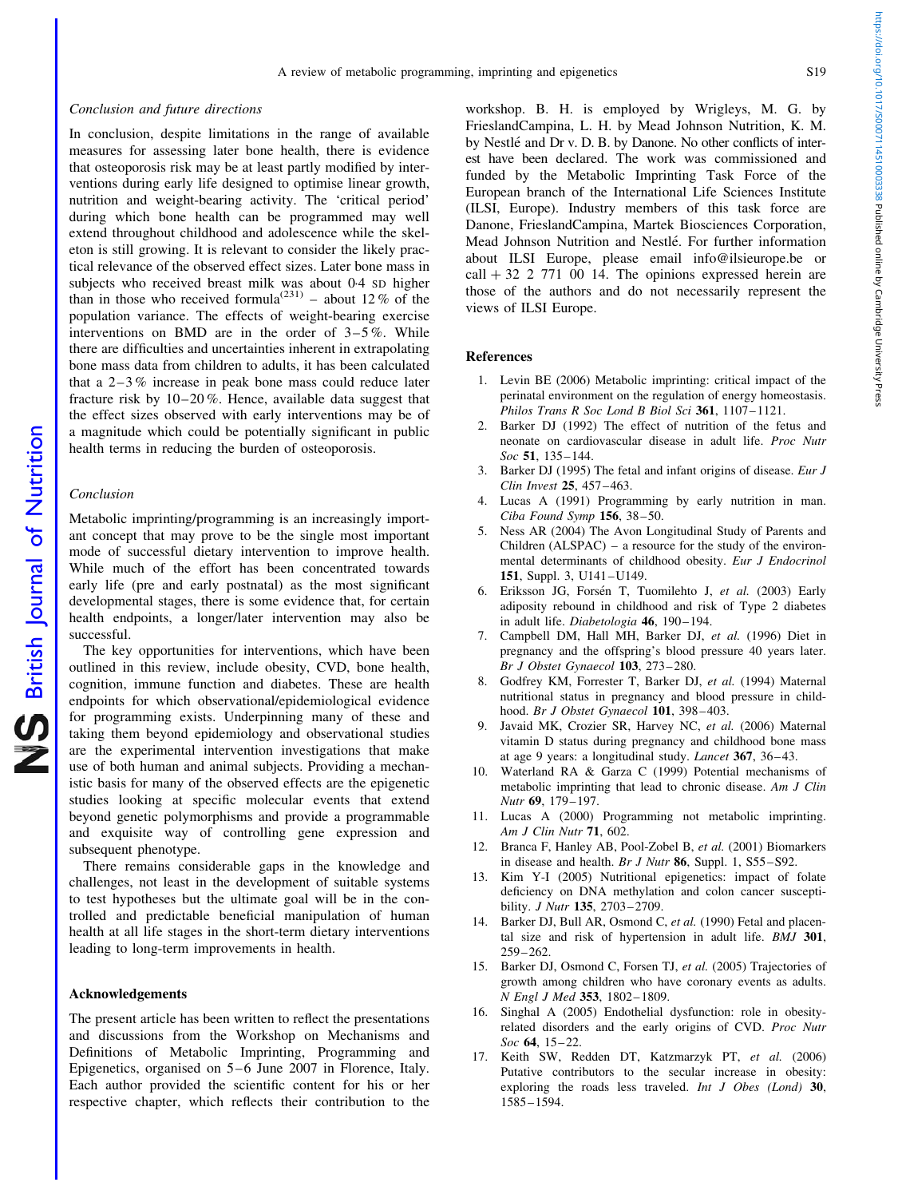*Conclusion and future directions*

In conclusion, despite limitations in the range of available measures for assessing later bone health, there is evidence that osteoporosis risk may be at least partly modified by interventions during early life designed to optimise linear growth, nutrition and weight-bearing activity. The 'critical period' during which bone health can be programmed may well extend throughout childhood and adolescence while the skeleton is still growing. It is relevant to consider the likely practical relevance of the observed effect sizes. Later bone mass in subjects who received breast milk was about 0·4 SD higher than in those who received formula[231] – about 12 % of the population variance. The effects of weight-bearing exercise interventions on BMD are in the order of 3–5 %. While there are difficulties and uncertainties inherent in extrapolating bone mass data from children to adults, it has been calculated that a 2–3 % increase in peak bone mass could reduce later fracture risk by 10–20 %. Hence, available data suggest that the effect sizes observed with early interventions may be of a magnitude which could be potentially significant in public health terms in reducing the burden of osteoporosis.

*Conclusion*

Metabolic imprinting/programming is an increasingly important concept that may prove to be the single most important mode of successful dietary intervention to improve health. While much of the effort has been concentrated towards early life (pre and early postnatal) as the most significant developmental stages, there is some evidence that, for certain health endpoints, a longer/later intervention may also be successful.

The key opportunities for interventions, which have been outlined in this review, include obesity, CVD, bone health, cognition, immune function and diabetes. These are health endpoints for which observational/epidemiological evidence for programming exists. Underpinning many of these and taking them beyond epidemiology and observational studies are the experimental intervention investigations that make use of both human and animal subjects. Providing a mechanistic basis for many of the observed effects are the epigenetic studies looking at specific molecular events that extend beyond genetic polymorphisms and provide a programmable and exquisite way of controlling gene expression and subsequent phenotype.

There remains considerable gaps in the knowledge and challenges, not least in the development of suitable systems to test hypotheses but the ultimate goal will be in the controlled and predictable beneficial manipulation of human health at all life stages in the short-term dietary interventions leading to long-term improvements in health.

## Acknowledgements

The present article has been written to reflect the presentations and discussions from the Workshop on Mechanisms and Definitions of Metabolic Imprinting, Programming and Epigenetics, organised on 5–6 June 2007 in Florence, Italy. Each author provided the scientific content for his or her respective chapter, which reflects their contribution to the workshop. B. H. is employed by Wrigleys, M. G. by FrieslandCampina, L. H. by Mead Johnson Nutrition, K. M. by Nestlé and Dr v. D. B. by Danone. No other conflicts of interest have been declared. The work was commissioned and funded by the Metabolic Imprinting Task Force of the European branch of the International Life Sciences Institute (ILSI, Europe). Industry members of this task force are Danone, FrieslandCampina, Martek Biosciences Corporation, Mead Johnson Nutrition and Nestlé. For further information about ILSI Europe, please email info@ilsieurope.be or call + 32 2 771 00 14. The opinions expressed herein are those of the authors and do not necessarily represent the views of ILSI Europe.

## References

1. Levin BE (2006) Metabolic imprinting: critical impact of the perinatal environment on the regulation of energy homeostasis. *Philos Trans R Soc Lond B Biol Sci* **361**, 1107–1121.
2. Barker DJ (1992) The effect of nutrition of the fetus and neonate on cardiovascular disease in adult life. *Proc Nutr Soc* **51**, 135–144.
3. Barker DJ (1995) The fetal and infant origins of disease. *Eur J Clin Invest* **25**, 457–463.
4. Lucas A (1991) Programming by early nutrition in man. *Ciba Found Symp* **156**, 38–50.
5. Ness AR (2004) The Avon Longitudinal Study of Parents and Children (ALSPAC) – a resource for the study of the environmental determinants of childhood obesity. *Eur J Endocrinol* **151**, Suppl. 3, U141–U149.
6. Eriksson JG, Forsén T, Tuomilehto J, *et al.* (2003) Early adiposity rebound in childhood and risk of Type 2 diabetes in adult life. *Diabetologia* **46**, 190–194.
7. Campbell DM, Hall MH, Barker DJ, *et al.* (1996) Diet in pregnancy and the offspring's blood pressure 40 years later. *Br J Obstet Gynaecol* **103**, 273–280.
8. Godfrey KM, Forrester T, Barker DJ, *et al.* (1994) Maternal nutritional status in pregnancy and blood pressure in childhood. *Br J Obstet Gynaecol* **101**, 398–403.
9. Javaid MK, Crozier SR, Harvey NC, *et al.* (2006) Maternal vitamin D status during pregnancy and childhood bone mass at age 9 years: a longitudinal study. *Lancet* **367**, 36–43.
10. Waterland RA & Garza C (1999) Potential mechanisms of metabolic imprinting that lead to chronic disease. *Am J Clin Nutr* **69**, 179–197.
11. Lucas A (2000) Programming not metabolic imprinting. *Am J Clin Nutr* **71**, 602.
12. Branca F, Hanley AB, Pool-Zobel B, *et al.* (2001) Biomarkers in disease and health. *Br J Nutr* **86**, Suppl. 1, S55–S92.
13. Kim Y-I (2005) Nutritional epigenetics: impact of folate deficiency on DNA methylation and colon cancer susceptibility. *J Nutr* **135**, 2703–2709.
14. Barker DJ, Bull AR, Osmond C, *et al.* (1990) Fetal and placental size and risk of hypertension in adult life. *BMJ* **301**, 259–262.
15. Barker DJ, Osmond C, Forsen TJ, *et al.* (2005) Trajectories of growth among children who have coronary events as adults. *N Engl J Med* **353**, 1802–1809.
16. Singhal A (2005) Endothelial dysfunction: role in obesity-related disorders and the early origins of CVD. *Proc Nutr Soc* **64**, 15–22.
17. Keith SW, Redden DT, Katzmarzyk PT, *et al.* (2006) Putative contributors to the secular increase in obesity: exploring the roads less traveled. *Int J Obes (Lond)* **30**, 1585–1594.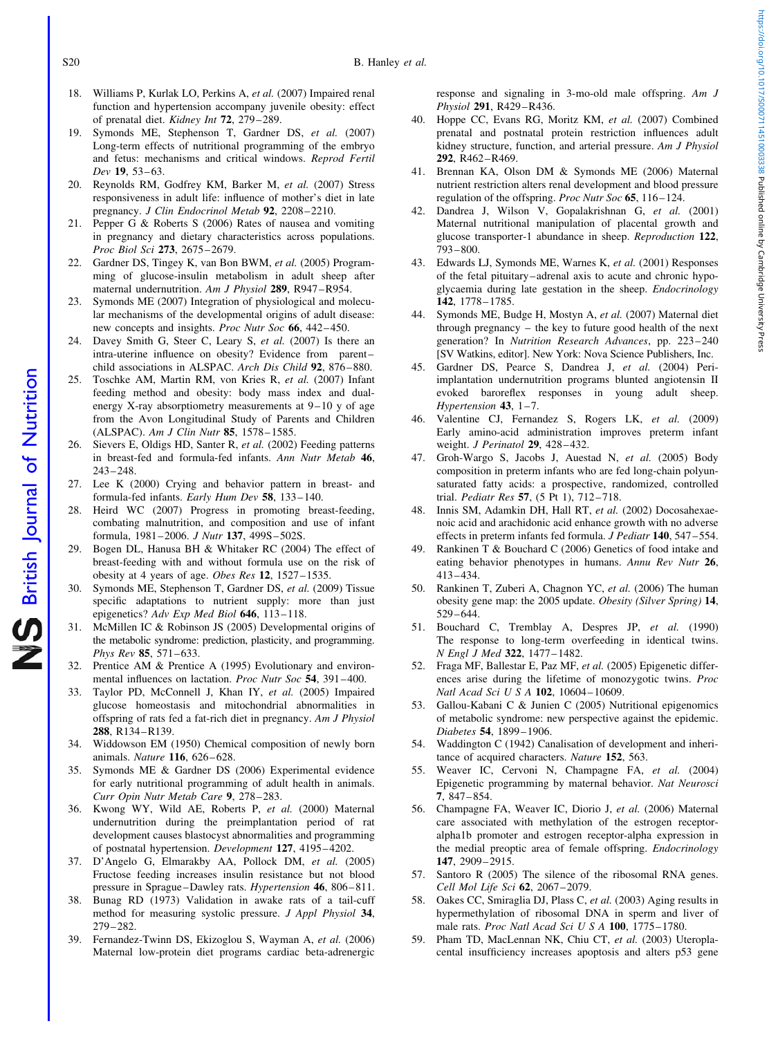18. Williams P, Kurlak LO, Perkins A, *et al.* (2007) Impaired renal function and hypertension accompany juvenile obesity: effect of prenatal diet. *Kidney Int* **72**, 279–289.
19. Symonds ME, Stephenson T, Gardner DS, *et al.* (2007) Long-term effects of nutritional programming of the embryo and fetus: mechanisms and critical windows. *Reprod Fertil Dev* **19**, 53–63.
20. Reynolds RM, Godfrey KM, Barker M, *et al.* (2007) Stress responsiveness in adult life: influence of mother's diet in late pregnancy. *J Clin Endocrinol Metab* **92**, 2208–2210.
21. Pepper G & Roberts S (2006) Rates of nausea and vomiting in pregnancy and dietary characteristics across populations. *Proc Biol Sci* **273**, 2675–2679.
22. Gardner DS, Tingey K, van Bon BWM, *et al.* (2005) Programming of glucose-insulin metabolism in adult sheep after maternal undernutrition. *Am J Physiol* **289**, R947–R954.
23. Symonds ME (2007) Integration of physiological and molecular mechanisms of the developmental origins of adult disease: new concepts and insights. *Proc Nutr Soc* **66**, 442–450.
24. Davey Smith G, Steer C, Leary S, *et al.* (2007) Is there an intra-uterine influence on obesity? Evidence from parent–child associations in ALSPAC. *Arch Dis Child* **92**, 876–880.
25. Toschke AM, Martin RM, von Kries R, *et al.* (2007) Infant feeding method and obesity: body mass index and dual-energy X-ray absorptiometry measurements at 9–10 y of age from the Avon Longitudinal Study of Parents and Children (ALSPAC). *Am J Clin Nutr* **85**, 1578–1585.
26. Sievers E, Oldigs HD, Santer R, *et al.* (2002) Feeding patterns in breast-fed and formula-fed infants. *Ann Nutr Metab* **46**, 243–248.
27. Lee K (2000) Crying and behavior pattern in breast- and formula-fed infants. *Early Hum Dev* **58**, 133–140.
28. Heird WC (2007) Progress in promoting breast-feeding, combating malnutrition, and composition and use of infant formula, 1981–2006. *J Nutr* **137**, 499S–502S.
29. Bogen DL, Hanusa BH & Whitaker RC (2004) The effect of breast-feeding with and without formula use on the risk of obesity at 4 years of age. *Obes Res* **12**, 1527–1535.
30. Symonds ME, Stephenson T, Gardner DS, *et al.* (2009) Tissue specific adaptations to nutrient supply: more than just epigenetics? *Adv Exp Med Biol* **646**, 113–118.
31. McMillen IC & Robinson JS (2005) Developmental origins of the metabolic syndrome: prediction, plasticity, and programming. *Phys Rev* **85**, 571–633.
32. Prentice AM & Prentice A (1995) Evolutionary and environmental influences on lactation. *Proc Nutr Soc* **54**, 391–400.
33. Taylor PD, McConnell J, Khan IY, *et al.* (2005) Impaired glucose homeostasis and mitochondrial abnormalities in offspring of rats fed a fat-rich diet in pregnancy. *Am J Physiol* **288**, R134–R139.
34. Widdowson EM (1950) Chemical composition of newly born animals. *Nature* **116**, 626–628.
35. Symonds ME & Gardner DS (2006) Experimental evidence for early nutritional programming of adult health in animals. *Curr Opin Nutr Metab Care* **9**, 278–283.
36. Kwong WY, Wild AE, Roberts P, *et al.* (2000) Maternal undernutrition during the preimplantation period of rat development causes blastocyst abnormalities and programming of postnatal hypertension. *Development* **127**, 4195–4202.
37. D'Angelo G, Elmarakby AA, Pollock DM, *et al.* (2005) Fructose feeding increases insulin resistance but not blood pressure in Sprague–Dawley rats. *Hypertension* **46**, 806–811.
38. Bunag RD (1973) Validation in awake rats of a tail-cuff method for measuring systolic pressure. *J Appl Physiol* **34**, 279–282.
39. Fernandez-Twinn DS, Ekizoglou S, Wayman A, *et al.* (2006) Maternal low-protein diet programs cardiac beta-adrenergic response and signaling in 3-mo-old male offspring. *Am J Physiol* **291**, R429–R436.
40. Hoppe CC, Evans RG, Moritz KM, *et al.* (2007) Combined prenatal and postnatal protein restriction influences adult kidney structure, function, and arterial pressure. *Am J Physiol* **292**, R462–R469.
41. Brennan KA, Olson DM & Symonds ME (2006) Maternal nutrient restriction alters renal development and blood pressure regulation of the offspring. *Proc Nutr Soc* **65**, 116–124.
42. Dandrea J, Wilson V, Gopalakrishnan G, *et al.* (2001) Maternal nutritional manipulation of placental growth and glucose transporter-1 abundance in sheep. *Reproduction* **122**, 793–800.
43. Edwards LJ, Symonds ME, Warnes K, *et al.* (2001) Responses of the fetal pituitary–adrenal axis to acute and chronic hypoglycaemia during late gestation in the sheep. *Endocrinology* **142**, 1778–1785.
44. Symonds ME, Budge H, Mostyn A, *et al.* (2007) Maternal diet through pregnancy – the key to future good health of the next generation? In *Nutrition Research Advances*, pp. 223–240 [SV Watkins, editor]. New York: Nova Science Publishers, Inc.
45. Gardner DS, Pearce S, Dandrea J, *et al.* (2004) Peri-implantation undernutrition programs blunted angiotensin II evoked baroreflex responses in young adult sheep. *Hypertension* **43**, 1–7.
46. Valentine CJ, Fernandez S, Rogers LK, *et al.* (2009) Early amino-acid administration improves preterm infant weight. *J Perinatol* **29**, 428–432.
47. Groh-Wargo S, Jacobs J, Auestad N, *et al.* (2005) Body composition in preterm infants who are fed long-chain polyunsaturated fatty acids: a prospective, randomized, controlled trial. *Pediatr Res* **57**, (5 Pt 1), 712–718.
48. Innis SM, Adamkin DH, Hall RT, *et al.* (2002) Docosahexaenoic acid and arachidonic acid enhance growth with no adverse effects in preterm infants fed formula. *J Pediatr* **140**, 547–554.
49. Rankinen T & Bouchard C (2006) Genetics of food intake and eating behavior phenotypes in humans. *Annu Rev Nutr* **26**, 413–434.
50. Rankinen T, Zuberi A, Chagnon YC, *et al.* (2006) The human obesity gene map: the 2005 update. *Obesity (Silver Spring)* **14**, 529–644.
51. Bouchard C, Tremblay A, Despres JP, *et al.* (1990) The response to long-term overfeeding in identical twins. *N Engl J Med* **322**, 1477–1482.
52. Fraga MF, Ballestar E, Paz MF, *et al.* (2005) Epigenetic differences arise during the lifetime of monozygotic twins. *Proc Natl Acad Sci U S A* **102**, 10604–10609.
53. Gallou-Kabani C & Junien C (2005) Nutritional epigenomics of metabolic syndrome: new perspective against the epidemic. *Diabetes* **54**, 1899–1906.
54. Waddington C (1942) Canalisation of development and inheritance of acquired characters. *Nature* **152**, 563.
55. Weaver IC, Cervoni N, Champagne FA, *et al.* (2004) Epigenetic programming by maternal behavior. *Nat Neurosci* **7**, 847–854.
56. Champagne FA, Weaver IC, Diorio J, *et al.* (2006) Maternal care associated with methylation of the estrogen receptor-alpha1b promoter and estrogen receptor-alpha expression in the medial preoptic area of female offspring. *Endocrinology* **147**, 2909–2915.
57. Santoro R (2005) The silence of the ribosomal RNA genes. *Cell Mol Life Sci* **62**, 2067–2079.
58. Oakes CC, Smiraglia DJ, Plass C, *et al.* (2003) Aging results in hypermethylation of ribosomal DNA in sperm and liver of male rats. *Proc Natl Acad Sci U S A* **100**, 1775–1780.
59. Pham TD, MacLennan NK, Chiu CT, *et al.* (2003) Uteroplacental insufficiency increases apoptosis and alters p53 gene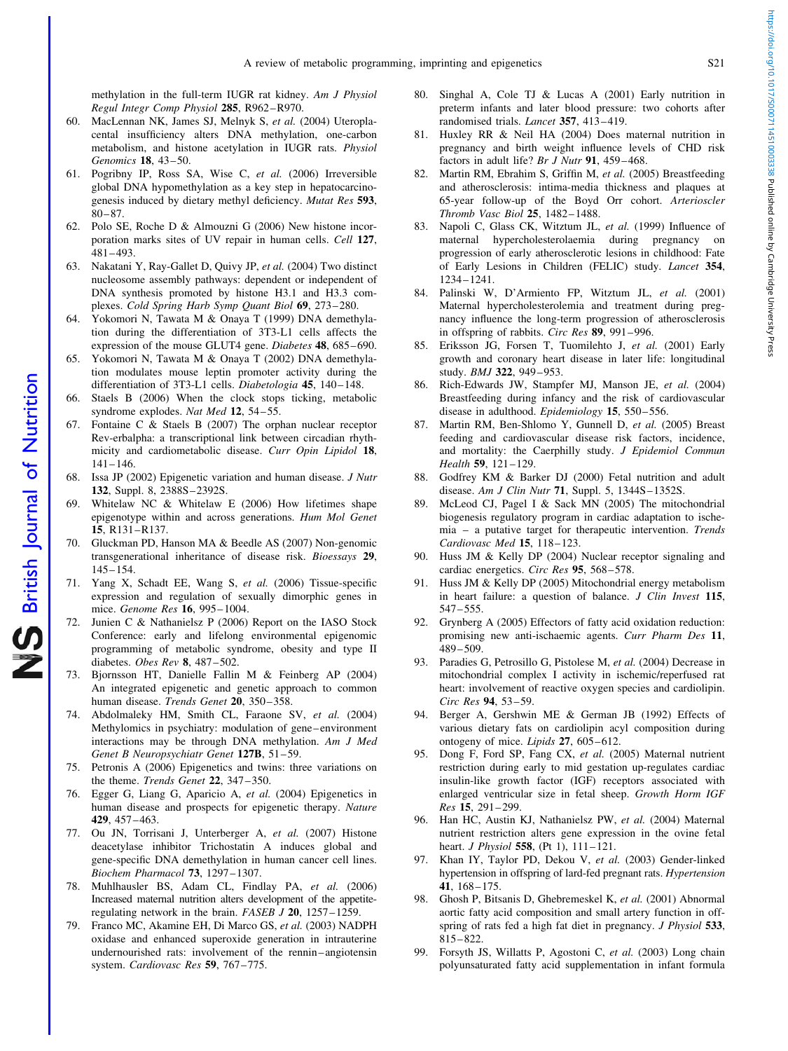methylation in the full-term IUGR rat kidney. *Am J Physiol Regul Integr Comp Physiol* **285**, R962–R970.

60. MacLennan NK, James SJ, Melnyk S, *et al.* (2004) Uteroplacental insufficiency alters DNA methylation, one-carbon metabolism, and histone acetylation in IUGR rats. *Physiol Genomics* **18**, 43–50.
61. Pogribny IP, Ross SA, Wise C, *et al.* (2006) Irreversible global DNA hypomethylation as a key step in hepatocarcinogenesis induced by dietary methyl deficiency. *Mutat Res* **593**, 80–87.
62. Polo SE, Roche D & Almouzni G (2006) New histone incorporation marks sites of UV repair in human cells. *Cell* **127**, 481–493.
63. Nakatani Y, Ray-Gallet D, Quivy JP, *et al.* (2004) Two distinct nucleosome assembly pathways: dependent or independent of DNA synthesis promoted by histone H3.1 and H3.3 complexes. *Cold Spring Harb Symp Quant Biol* **69**, 273–280.
64. Yokomori N, Tawata M & Onaya T (1999) DNA demethylation during the differentiation of 3T3-L1 cells affects the expression of the mouse GLUT4 gene. *Diabetes* **48**, 685–690.
65. Yokomori N, Tawata M & Onaya T (2002) DNA demethylation modulates mouse leptin promoter activity during the differentiation of 3T3-L1 cells. *Diabetologia* **45**, 140–148.
66. Staels B (2006) When the clock stops ticking, metabolic syndrome explodes. *Nat Med* **12**, 54–55.
67. Fontaine C & Staels B (2007) The orphan nuclear receptor Rev-erbalpha: a transcriptional link between circadian rhythmicity and cardiometabolic disease. *Curr Opin Lipidol* **18**, 141–146.
68. Issa JP (2002) Epigenetic variation and human disease. *J Nutr* **132**, Suppl. 8, 2388S–2392S.
69. Whitelaw NC & Whitelaw E (2006) How lifetimes shape epigenotype within and across generations. *Hum Mol Genet* **15**, R131–R137.
70. Gluckman PD, Hanson MA & Beedle AS (2007) Non-genomic transgenerational inheritance of disease risk. *Bioessays* **29**, 145–154.
71. Yang X, Schadt EE, Wang S, *et al.* (2006) Tissue-specific expression and regulation of sexually dimorphic genes in mice. *Genome Res* **16**, 995–1004.
72. Junien C & Nathanielsz P (2006) Report on the IASO Stock Conference: early and lifelong environmental epigenomic programming of metabolic syndrome, obesity and type II diabetes. *Obes Rev* **8**, 487–502.
73. Bjornsson HT, Danielle Fallin M & Feinberg AP (2004) An integrated epigenetic and genetic approach to common human disease. *Trends Genet* **20**, 350–358.
74. Abdolmaleky HM, Smith CL, Faraone SV, *et al.* (2004) Methylomics in psychiatry: modulation of gene–environment interactions may be through DNA methylation. *Am J Med Genet B Neuropsychiatr Genet* **127B**, 51–59.
75. Petronis A (2006) Epigenetics and twins: three variations on the theme. *Trends Genet* **22**, 347–350.
76. Egger G, Liang G, Aparicio A, *et al.* (2004) Epigenetics in human disease and prospects for epigenetic therapy. *Nature* **429**, 457–463.
77. Ou JN, Torrisani J, Unterberger A, *et al.* (2007) Histone deacetylase inhibitor Trichostatin A induces global and gene-specific DNA demethylation in human cancer cell lines. *Biochem Pharmacol* **73**, 1297–1307.
78. Muhlhausler BS, Adam CL, Findlay PA, *et al.* (2006) Increased maternal nutrition alters development of the appetite-regulating network in the brain. *FASEB J* **20**, 1257–1259.
79. Franco MC, Akamine EH, Di Marco GS, *et al.* (2003) NADPH oxidase and enhanced superoxide generation in intrauterine undernourished rats: involvement of the rennin–angiotensin system. *Cardiovasc Res* **59**, 767–775.
80. Singhal A, Cole TJ & Lucas A (2001) Early nutrition in preterm infants and later blood pressure: two cohorts after randomised trials. *Lancet* **357**, 413–419.
81. Huxley RR & Neil HA (2004) Does maternal nutrition in pregnancy and birth weight influence levels of CHD risk factors in adult life? *Br J Nutr* **91**, 459–468.
82. Martin RM, Ebrahim S, Griffin M, *et al.* (2005) Breastfeeding and atherosclerosis: intima-media thickness and plaques at 65-year follow-up of the Boyd Orr cohort. *Arterioscler Thromb Vasc Biol* **25**, 1482–1488.
83. Napoli C, Glass CK, Witztum JL, *et al.* (1999) Influence of maternal hypercholesterolaemia during pregnancy on progression of early atherosclerotic lesions in childhood: Fate of Early Lesions in Children (FELIC) study. *Lancet* **354**, 1234–1241.
84. Palinski W, D'Armiento FP, Witztum JL, *et al.* (2001) Maternal hypercholesterolemia and treatment during pregnancy influence the long-term progression of atherosclerosis in offspring of rabbits. *Circ Res* **89**, 991–996.
85. Eriksson JG, Forsen T, Tuomilehto J, *et al.* (2001) Early growth and coronary heart disease in later life: longitudinal study. *BMJ* **322**, 949–953.
86. Rich-Edwards JW, Stampfer MJ, Manson JE, *et al.* (2004) Breastfeeding during infancy and the risk of cardiovascular disease in adulthood. *Epidemiology* **15**, 550–556.
87. Martin RM, Ben-Shlomo Y, Gunnell D, *et al.* (2005) Breast feeding and cardiovascular disease risk factors, incidence, and mortality: the Caerphilly study. *J Epidemiol Commun Health* **59**, 121–129.
88. Godfrey KM & Barker DJ (2000) Fetal nutrition and adult disease. *Am J Clin Nutr* **71**, Suppl. 5, 1344S–1352S.
89. McLeod CJ, Pagel I & Sack MN (2005) The mitochondrial biogenesis regulatory program in cardiac adaptation to ischemia – a putative target for therapeutic intervention. *Trends Cardiovasc Med* **15**, 118–123.
90. Huss JM & Kelly DP (2004) Nuclear receptor signaling and cardiac energetics. *Circ Res* **95**, 568–578.
91. Huss JM & Kelly DP (2005) Mitochondrial energy metabolism in heart failure: a question of balance. *J Clin Invest* **115**, 547–555.
92. Grynberg A (2005) Effectors of fatty acid oxidation reduction: promising new anti-ischaemic agents. *Curr Pharm Des* **11**, 489–509.
93. Paradies G, Petrosillo G, Pistolese M, *et al.* (2004) Decrease in mitochondrial complex I activity in ischemic/reperfused rat heart: involvement of reactive oxygen species and cardiolipin. *Circ Res* **94**, 53–59.
94. Berger A, Gershwin ME & German JB (1992) Effects of various dietary fats on cardiolipin acyl composition during ontogeny of mice. *Lipids* **27**, 605–612.
95. Dong F, Ford SP, Fang CX, *et al.* (2005) Maternal nutrient restriction during early to mid gestation up-regulates cardiac insulin-like growth factor (IGF) receptors associated with enlarged ventricular size in fetal sheep. *Growth Horm IGF Res* **15**, 291–299.
96. Han HC, Austin KJ, Nathanielsz PW, *et al.* (2004) Maternal nutrient restriction alters gene expression in the ovine fetal heart. *J Physiol* **558**, (Pt 1), 111–121.
97. Khan IY, Taylor PD, Dekou V, *et al.* (2003) Gender-linked hypertension in offspring of lard-fed pregnant rats. *Hypertension* **41**, 168–175.
98. Ghosh P, Bitsanis D, Ghebremeskel K, *et al.* (2001) Abnormal aortic fatty acid composition and small artery function in offspring of rats fed a high fat diet in pregnancy. *J Physiol* **533**, 815–822.
99. Forsyth JS, Willatts P, Agostoni C, *et al.* (2003) Long chain polyunsaturated fatty acid supplementation in infant formula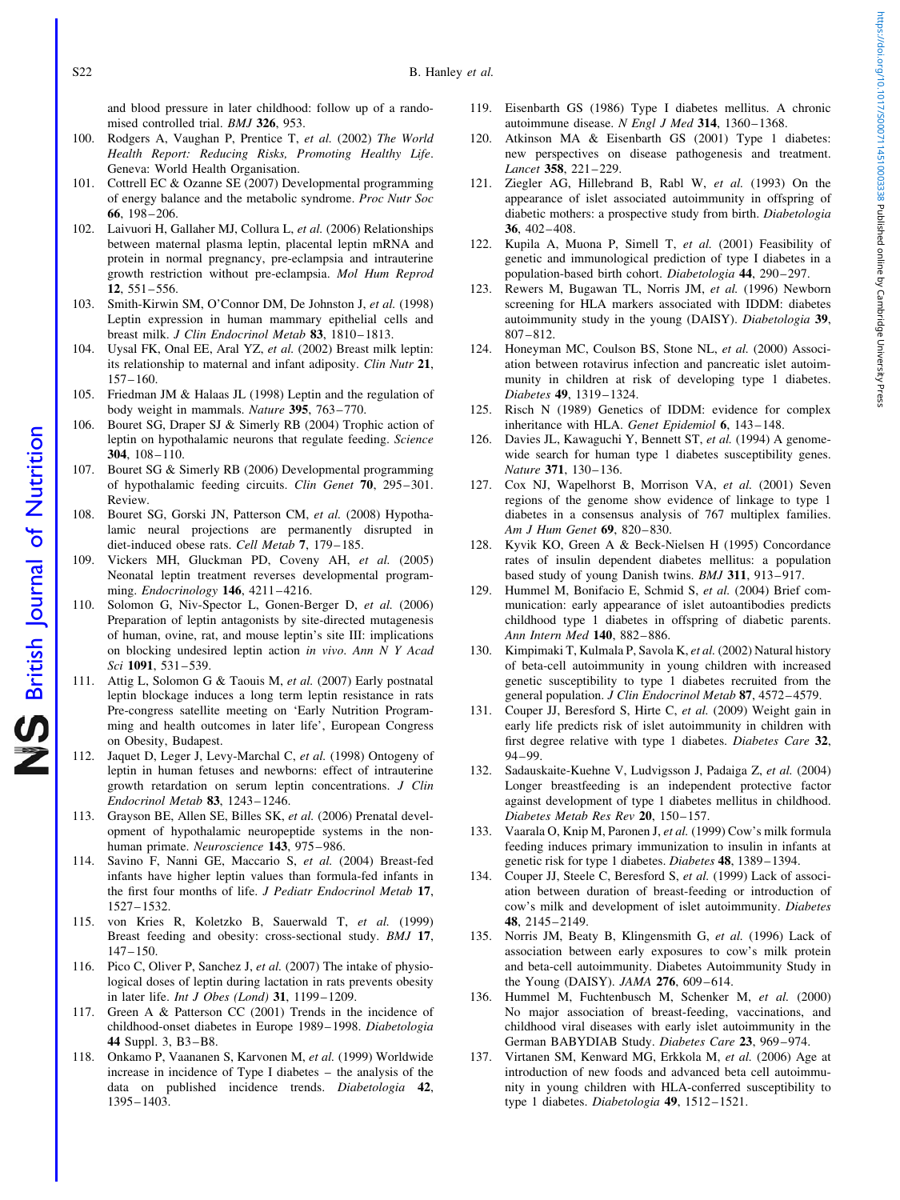and blood pressure in later childhood: follow up of a randomised controlled trial. *BMJ* **326**, 953.

100. Rodgers A, Vaughan P, Prentice T, *et al.* (2002) *The World Health Report: Reducing Risks, Promoting Healthy Life*. Geneva: World Health Organisation.
101. Cottrell EC & Ozanne SE (2007) Developmental programming of energy balance and the metabolic syndrome. *Proc Nutr Soc* **66**, 198–206.
102. Laivuori H, Gallaher MJ, Collura L, *et al.* (2006) Relationships between maternal plasma leptin, placental leptin mRNA and protein in normal pregnancy, pre-eclampsia and intrauterine growth restriction without pre-eclampsia. *Mol Hum Reprod* **12**, 551–556.
103. Smith-Kirwin SM, O'Connor DM, De Johnston J, *et al.* (1998) Leptin expression in human mammary epithelial cells and breast milk. *J Clin Endocrinol Metab* **83**, 1810–1813.
104. Uysal FK, Onal EE, Aral YZ, *et al.* (2002) Breast milk leptin: its relationship to maternal and infant adiposity. *Clin Nutr* **21**, 157–160.
105. Friedman JM & Halaas JL (1998) Leptin and the regulation of body weight in mammals. *Nature* **395**, 763–770.
106. Bouret SG, Draper SJ & Simerly RB (2004) Trophic action of leptin on hypothalamic neurons that regulate feeding. *Science* **304**, 108–110.
107. Bouret SG & Simerly RB (2006) Developmental programming of hypothalamic feeding circuits. *Clin Genet* **70**, 295–301. Review.
108. Bouret SG, Gorski JN, Patterson CM, *et al.* (2008) Hypothalamic neural projections are permanently disrupted in diet-induced obese rats. *Cell Metab* **7**, 179–185.
109. Vickers MH, Gluckman PD, Coveny AH, *et al.* (2005) Neonatal leptin treatment reverses developmental programming. *Endocrinology* **146**, 4211–4216.
110. Solomon G, Niv-Spector L, Gonen-Berger D, *et al.* (2006) Preparation of leptin antagonists by site-directed mutagenesis of human, ovine, rat, and mouse leptin's site III: implications on blocking undesired leptin action *in vivo*. *Ann N Y Acad Sci* **1091**, 531–539.
111. Attig L, Solomon G & Taouis M, *et al.* (2007) Early postnatal leptin blockage induces a long term leptin resistance in rats Pre-congress satellite meeting on 'Early Nutrition Programming and health outcomes in later life', European Congress on Obesity, Budapest.
112. Jaquet D, Leger J, Levy-Marchal C, *et al.* (1998) Ontogeny of leptin in human fetuses and newborns: effect of intrauterine growth retardation on serum leptin concentrations. *J Clin Endocrinol Metab* **83**, 1243–1246.
113. Grayson BE, Allen SE, Billes SK, *et al.* (2006) Prenatal development of hypothalamic neuropeptide systems in the nonhuman primate. *Neuroscience* **143**, 975–986.
114. Savino F, Nanni GE, Maccario S, *et al.* (2004) Breast-fed infants have higher leptin values than formula-fed infants in the first four months of life. *J Pediatr Endocrinol Metab* **17**, 1527–1532.
115. von Kries R, Koletzko B, Sauerwald T, *et al.* (1999) Breast feeding and obesity: cross-sectional study. *BMJ* **17**, 147–150.
116. Pico C, Oliver P, Sanchez J, *et al.* (2007) The intake of physiological doses of leptin during lactation in rats prevents obesity in later life. *Int J Obes (Lond)* **31**, 1199–1209.
117. Green A & Patterson CC (2001) Trends in the incidence of childhood-onset diabetes in Europe 1989–1998. *Diabetologia* **44** Suppl. 3, B3–B8.
118. Onkamo P, Vaananen S, Karvonen M, *et al.* (1999) Worldwide increase in incidence of Type I diabetes – the analysis of the data on published incidence trends. *Diabetologia* **42**, 1395–1403.
119. Eisenbarth GS (1986) Type I diabetes mellitus. A chronic autoimmune disease. *N Engl J Med* **314**, 1360–1368.
120. Atkinson MA & Eisenbarth GS (2001) Type 1 diabetes: new perspectives on disease pathogenesis and treatment. *Lancet* **358**, 221–229.
121. Ziegler AG, Hillebrand B, Rabl W, *et al.* (1993) On the appearance of islet associated autoimmunity in offspring of diabetic mothers: a prospective study from birth. *Diabetologia* **36**, 402–408.
122. Kupila A, Muona P, Simell T, *et al.* (2001) Feasibility of genetic and immunological prediction of type I diabetes in a population-based birth cohort. *Diabetologia* **44**, 290–297.
123. Rewers M, Bugawan TL, Norris JM, *et al.* (1996) Newborn screening for HLA markers associated with IDDM: diabetes autoimmunity study in the young (DAISY). *Diabetologia* **39**, 807–812.
124. Honeyman MC, Coulson BS, Stone NL, *et al.* (2000) Association between rotavirus infection and pancreatic islet autoimmunity in children at risk of developing type 1 diabetes. *Diabetes* **49**, 1319–1324.
125. Risch N (1989) Genetics of IDDM: evidence for complex inheritance with HLA. *Genet Epidemiol* **6**, 143–148.
126. Davies JL, Kawaguchi Y, Bennett ST, *et al.* (1994) A genome-wide search for human type 1 diabetes susceptibility genes. *Nature* **371**, 130–136.
127. Cox NJ, Wapelhorst B, Morrison VA, *et al.* (2001) Seven regions of the genome show evidence of linkage to type 1 diabetes in a consensus analysis of 767 multiplex families. *Am J Hum Genet* **69**, 820–830.
128. Kyvik KO, Green A & Beck-Nielsen H (1995) Concordance rates of insulin dependent diabetes mellitus: a population based study of young Danish twins. *BMJ* **311**, 913–917.
129. Hummel M, Bonifacio E, Schmid S, *et al.* (2004) Brief communication: early appearance of islet autoantibodies predicts childhood type 1 diabetes in offspring of diabetic parents. *Ann Intern Med* **140**, 882–886.
130. Kimpimaki T, Kulmala P, Savola K, *et al.* (2002) Natural history of beta-cell autoimmunity in young children with increased genetic susceptibility to type 1 diabetes recruited from the general population. *J Clin Endocrinol Metab* **87**, 4572–4579.
131. Couper JJ, Beresford S, Hirte C, *et al.* (2009) Weight gain in early life predicts risk of islet autoimmunity in children with first degree relative with type 1 diabetes. *Diabetes Care* **32**, 94–99.
132. Sadauskaite-Kuehne V, Ludvigsson J, Padaiga Z, *et al.* (2004) Longer breastfeeding is an independent protective factor against development of type 1 diabetes mellitus in childhood. *Diabetes Metab Res Rev* **20**, 150–157.
133. Vaarala O, Knip M, Paronen J, *et al.* (1999) Cow's milk formula feeding induces primary immunization to insulin in infants at genetic risk for type 1 diabetes. *Diabetes* **48**, 1389–1394.
134. Couper JJ, Steele C, Beresford S, *et al.* (1999) Lack of association between duration of breast-feeding or introduction of cow's milk and development of islet autoimmunity. *Diabetes* **48**, 2145–2149.
135. Norris JM, Beaty B, Klingensmith G, *et al.* (1996) Lack of association between early exposures to cow's milk protein and beta-cell autoimmunity. Diabetes Autoimmunity Study in the Young (DAISY). *JAMA* **276**, 609–614.
136. Hummel M, Fuchtenbusch M, Schenker M, *et al.* (2000) No major association of breast-feeding, vaccinations, and childhood viral diseases with early islet autoimmunity in the German BABYDIAB Study. *Diabetes Care* **23**, 969–974.
137. Virtanen SM, Kenward MG, Erkkola M, *et al.* (2006) Age at introduction of new foods and advanced beta cell autoimmunity in young children with HLA-conferred susceptibility to type 1 diabetes. *Diabetologia* **49**, 1512–1521.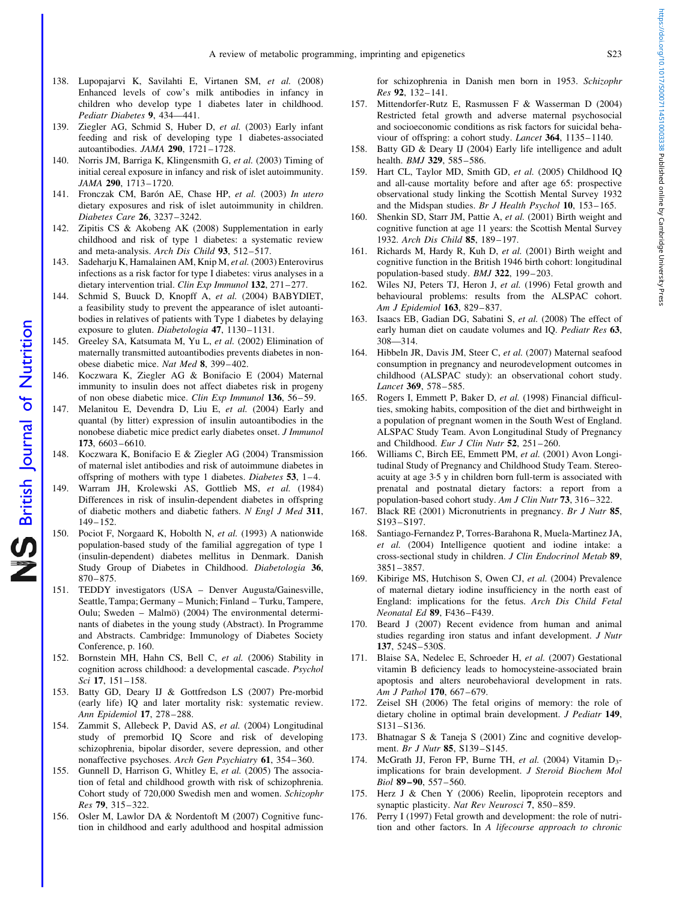138. Lupopajarvi K, Savilahti E, Virtanen SM, *et al.* (2008) Enhanced levels of cow's milk antibodies in infancy in children who develop type 1 diabetes later in childhood. *Pediatr Diabetes* **9**, 434—441.
139. Ziegler AG, Schmid S, Huber D, *et al.* (2003) Early infant feeding and risk of developing type 1 diabetes-associated autoantibodies. *JAMA* **290**, 1721–1728.
140. Norris JM, Barriga K, Klingensmith G, *et al.* (2003) Timing of initial cereal exposure in infancy and risk of islet autoimmunity. *JAMA* **290**, 1713–1720.
141. Fronczak CM, Barón AE, Chase HP, *et al.* (2003) *In utero* dietary exposures and risk of islet autoimmunity in children. *Diabetes Care* **26**, 3237–3242.
142. Zipitis CS & Akobeng AK (2008) Supplementation in early childhood and risk of type 1 diabetes: a systematic review and meta-analysis. *Arch Dis Child* **93**, 512–517.
143. Sadeharju K, Hamalainen AM, Knip M, *et al.* (2003) Enterovirus infections as a risk factor for type I diabetes: virus analyses in a dietary intervention trial. *Clin Exp Immunol* **132**, 271–277.
144. Schmid S, Buuck D, Knopff A, *et al.* (2004) BABYDIET, a feasibility study to prevent the appearance of islet autoantibodies in relatives of patients with Type 1 diabetes by delaying exposure to gluten. *Diabetologia* **47**, 1130–1131.
145. Greeley SA, Katsumata M, Yu L, *et al.* (2002) Elimination of maternally transmitted autoantibodies prevents diabetes in non-obese diabetic mice. *Nat Med* **8**, 399–402.
146. Koczwara K, Ziegler AG & Bonifacio E (2004) Maternal immunity to insulin does not affect diabetes risk in progeny of non obese diabetic mice. *Clin Exp Immunol* **136**, 56–59.
147. Melanitou E, Devendra D, Liu E, *et al.* (2004) Early and quantal (by litter) expression of insulin autoantibodies in the nonobese diabetic mice predict early diabetes onset. *J Immunol* **173**, 6603–6610.
148. Koczwara K, Bonifacio E & Ziegler AG (2004) Transmission of maternal islet antibodies and risk of autoimmune diabetes in offspring of mothers with type 1 diabetes. *Diabetes* **53**, 1–4.
149. Warram JH, Krolewski AS, Gottlieb MS, *et al.* (1984) Differences in risk of insulin-dependent diabetes in offspring of diabetic mothers and diabetic fathers. *N Engl J Med* **311**, 149–152.
150. Pociot F, Norgaard K, Hobolth N, *et al.* (1993) A nationwide population-based study of the familial aggregation of type 1 (insulin-dependent) diabetes mellitus in Denmark. Danish Study Group of Diabetes in Childhood. *Diabetologia* **36**, 870–875.
151. TEDDY investigators (USA – Denver Augusta/Gainesville, Seattle, Tampa; Germany – Munich; Finland – Turku, Tampere, Oulu; Sweden – Malmö) (2004) The environmental determinants of diabetes in the young study (Abstract). In Programme and Abstracts. Cambridge: Immunology of Diabetes Society Conference, p. 160.
152. Bornstein MH, Hahn CS, Bell C, *et al.* (2006) Stability in cognition across childhood: a developmental cascade. *Psychol Sci* **17**, 151–158.
153. Batty GD, Deary IJ & Gottfredson LS (2007) Pre-morbid (early life) IQ and later mortality risk: systematic review. *Ann Epidemiol* **17**, 278–288.
154. Zammit S, Allebeck P, David AS, *et al.* (2004) Longitudinal study of premorbid IQ Score and risk of developing schizophrenia, bipolar disorder, severe depression, and other nonaffective psychoses. *Arch Gen Psychiatry* **61**, 354–360.
155. Gunnell D, Harrison G, Whitley E, *et al.* (2005) The association of fetal and childhood growth with risk of schizophrenia. Cohort study of 720,000 Swedish men and women. *Schizophr Res* **79**, 315–322.
156. Osler M, Lawlor DA & Nordentoft M (2007) Cognitive function in childhood and early adulthood and hospital admission for schizophrenia in Danish men born in 1953. *Schizophr Res* **92**, 132–141.
157. Mittendorfer-Rutz E, Rasmussen F & Wasserman D (2004) Restricted fetal growth and adverse maternal psychosocial and socioeconomic conditions as risk factors for suicidal behaviour of offspring: a cohort study. *Lancet* **364**, 1135–1140.
158. Batty GD & Deary IJ (2004) Early life intelligence and adult health. *BMJ* **329**, 585–586.
159. Hart CL, Taylor MD, Smith GD, *et al.* (2005) Childhood IQ and all-cause mortality before and after age 65: prospective observational study linking the Scottish Mental Survey 1932 and the Midspan studies. *Br J Health Psychol* **10**, 153–165.
160. Shenkin SD, Starr JM, Pattie A, *et al.* (2001) Birth weight and cognitive function at age 11 years: the Scottish Mental Survey 1932. *Arch Dis Child* **85**, 189–197.
161. Richards M, Hardy R, Kuh D, *et al.* (2001) Birth weight and cognitive function in the British 1946 birth cohort: longitudinal population-based study. *BMJ* **322**, 199–203.
162. Wiles NJ, Peters TJ, Heron J, *et al.* (1996) Fetal growth and behavioural problems: results from the ALSPAC cohort. *Am J Epidemiol* **163**, 829–837.
163. Isaacs EB, Gadian DG, Sabatini S, *et al.* (2008) The effect of early human diet on caudate volumes and IQ. *Pediatr Res* **63**, 308—314.
164. Hibbeln JR, Davis JM, Steer C, *et al.* (2007) Maternal seafood consumption in pregnancy and neurodevelopment outcomes in childhood (ALSPAC study): an observational cohort study. *Lancet* **369**, 578–585.
165. Rogers I, Emmett P, Baker D, *et al.* (1998) Financial difficulties, smoking habits, composition of the diet and birthweight in a population of pregnant women in the South West of England. ALSPAC Study Team. Avon Longitudinal Study of Pregnancy and Childhood. *Eur J Clin Nutr* **52**, 251–260.
166. Williams C, Birch EE, Emmett PM, *et al.* (2001) Avon Longitudinal Study of Pregnancy and Childhood Study Team. Stereoacuity at age 3·5 y in children born full-term is associated with prenatal and postnatal dietary factors: a report from a population-based cohort study. *Am J Clin Nutr* **73**, 316–322.
167. Black RE (2001) Micronutrients in pregnancy. *Br J Nutr* **85**, S193–S197.
168. Santiago-Fernandez P, Torres-Barahona R, Muela-Martinez JA, *et al.* (2004) Intelligence quotient and iodine intake: a cross-sectional study in children. *J Clin Endocrinol Metab* **89**, 3851–3857.
169. Kibirige MS, Hutchison S, Owen CJ, *et al.* (2004) Prevalence of maternal dietary iodine insufficiency in the north east of England: implications for the fetus. *Arch Dis Child Fetal Neonatal Ed* **89**, F436–F439.
170. Beard J (2007) Recent evidence from human and animal studies regarding iron status and infant development. *J Nutr* **137**, 524S–530S.
171. Blaise SA, Nedelec E, Schroeder H, *et al.* (2007) Gestational vitamin B deficiency leads to homocysteine-associated brain apoptosis and alters neurobehavioral development in rats. *Am J Pathol* **170**, 667–679.
172. Zeisel SH (2006) The fetal origins of memory: the role of dietary choline in optimal brain development. *J Pediatr* **149**, S131–S136.
173. Bhatnagar S & Taneja S (2001) Zinc and cognitive development. *Br J Nutr* **85**, S139–S145.
174. McGrath JJ, Feron FP, Burne TH, *et al.* (2004) Vitamin $D_3$-implications for brain development. *J Steroid Biochem Mol Biol* **89–90**, 557–560.
175. Herz J & Chen Y (2006) Reelin, lipoprotein receptors and synaptic plasticity. *Nat Rev Neurosci* **7**, 850–859.
176. Perry I (1997) Fetal growth and development: the role of nutrition and other factors. In *A lifecourse approach to chronic*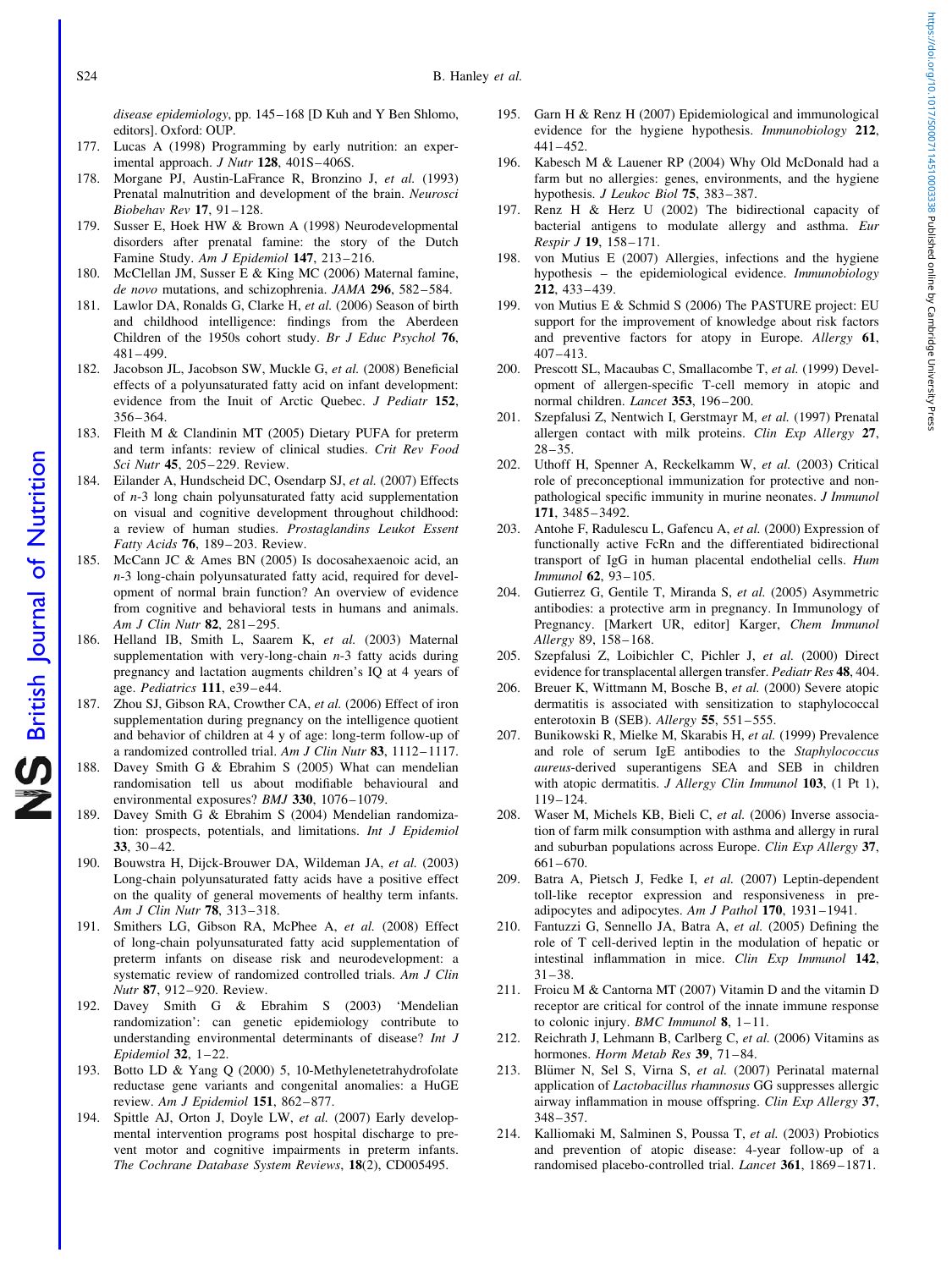disease epidemiology, pp. 145–168 [D Kuh and Y Ben Shlomo, editors]. Oxford: OUP.

177. Lucas A (1998) Programming by early nutrition: an experimental approach. *J Nutr* **128**, 401S–406S.
178. Morgane PJ, Austin-LaFrance R, Bronzino J, *et al.* (1993) Prenatal malnutrition and development of the brain. *Neurosci Biobehav Rev* **17**, 91–128.
179. Susser E, Hoek HW & Brown A (1998) Neurodevelopmental disorders after prenatal famine: the story of the Dutch Famine Study. *Am J Epidemiol* **147**, 213–216.
180. McClellan JM, Susser E & King MC (2006) Maternal famine, *de novo* mutations, and schizophrenia. *JAMA* **296**, 582–584.
181. Lawlor DA, Ronalds G, Clarke H, *et al.* (2006) Season of birth and childhood intelligence: findings from the Aberdeen Children of the 1950s cohort study. *Br J Educ Psychol* **76**, 481–499.
182. Jacobson JL, Jacobson SW, Muckle G, *et al.* (2008) Beneficial effects of a polyunsaturated fatty acid on infant development: evidence from the Inuit of Arctic Quebec. *J Pediatr* **152**, 356–364.
183. Fleith M & Clandinin MT (2005) Dietary PUFA for preterm and term infants: review of clinical studies. *Crit Rev Food Sci Nutr* **45**, 205–229. Review.
184. Eilander A, Hundscheid DC, Osendarp SJ, *et al.* (2007) Effects of *n*-3 long chain polyunsaturated fatty acid supplementation on visual and cognitive development throughout childhood: a review of human studies. *Prostaglandins Leukot Essent Fatty Acids* **76**, 189–203. Review.
185. McCann JC & Ames BN (2005) Is docosahexaenoic acid, an *n*-3 long-chain polyunsaturated fatty acid, required for development of normal brain function? An overview of evidence from cognitive and behavioral tests in humans and animals. *Am J Clin Nutr* **82**, 281–295.
186. Helland IB, Smith L, Saarem K, *et al.* (2003) Maternal supplementation with very-long-chain *n*-3 fatty acids during pregnancy and lactation augments children's IQ at 4 years of age. *Pediatrics* **111**, e39–e44.
187. Zhou SJ, Gibson RA, Crowther CA, *et al.* (2006) Effect of iron supplementation during pregnancy on the intelligence quotient and behavior of children at 4 y of age: long-term follow-up of a randomized controlled trial. *Am J Clin Nutr* **83**, 1112–1117.
188. Davey Smith G & Ebrahim S (2005) What can mendelian randomisation tell us about modifiable behavioural and environmental exposures? *BMJ* **330**, 1076–1079.
189. Davey Smith G & Ebrahim S (2004) Mendelian randomization: prospects, potentials, and limitations. *Int J Epidemiol* **33**, 30–42.
190. Bouwstra H, Dijck-Brouwer DA, Wildeman JA, *et al.* (2003) Long-chain polyunsaturated fatty acids have a positive effect on the quality of general movements of healthy term infants. *Am J Clin Nutr* **78**, 313–318.
191. Smithers LG, Gibson RA, McPhee A, *et al.* (2008) Effect of long-chain polyunsaturated fatty acid supplementation of preterm infants on disease risk and neurodevelopment: a systematic review of randomized controlled trials. *Am J Clin Nutr* **87**, 912–920. Review.
192. Davey Smith G & Ebrahim S (2003) 'Mendelian randomization': can genetic epidemiology contribute to understanding environmental determinants of disease? *Int J Epidemiol* **32**, 1–22.
193. Botto LD & Yang Q (2000) 5, 10-Methylenetetrahydrofolate reductase gene variants and congenital anomalies: a HuGE review. *Am J Epidemiol* **151**, 862–877.
194. Spittle AJ, Orton J, Doyle LW, *et al.* (2007) Early developmental intervention programs post hospital discharge to prevent motor and cognitive impairments in preterm infants. *The Cochrane Database System Reviews*, **18**(2), CD005495.
195. Garn H & Renz H (2007) Epidemiological and immunological evidence for the hygiene hypothesis. *Immunobiology* **212**, 441–452.
196. Kabesch M & Lauener RP (2004) Why Old McDonald had a farm but no allergies: genes, environments, and the hygiene hypothesis. *J Leukoc Biol* **75**, 383–387.
197. Renz H & Herz U (2002) The bidirectional capacity of bacterial antigens to modulate allergy and asthma. *Eur Respir J* **19**, 158–171.
198. von Mutius E (2007) Allergies, infections and the hygiene hypothesis – the epidemiological evidence. *Immunobiology* **212**, 433–439.
199. von Mutius E & Schmid S (2006) The PASTURE project: EU support for the improvement of knowledge about risk factors and preventive factors for atopy in Europe. *Allergy* **61**, 407–413.
200. Prescott SL, Macaubas C, Smallacombe T, *et al.* (1999) Development of allergen-specific T-cell memory in atopic and normal children. *Lancet* **353**, 196–200.
201. Szepfalusi Z, Nentwich I, Gerstmayr M, *et al.* (1997) Prenatal allergen contact with milk proteins. *Clin Exp Allergy* **27**, 28–35.
202. Uthoff H, Spenner A, Reckelkamm W, *et al.* (2003) Critical role of preconceptional immunization for protective and nonpathological specific immunity in murine neonates. *J Immunol* **171**, 3485–3492.
203. Antohe F, Radulescu L, Gafencu A, *et al.* (2000) Expression of functionally active FcRn and the differentiated bidirectional transport of IgG in human placental endothelial cells. *Hum Immunol* **62**, 93–105.
204. Gutierrez G, Gentile T, Miranda S, *et al.* (2005) Asymmetric antibodies: a protective arm in pregnancy. In Immunology of Pregnancy. [Markert UR, editor] Karger, *Chem Immunol Allergy* 89, 158–168.
205. Szepfalusi Z, Loibichler C, Pichler J, *et al.* (2000) Direct evidence for transplacental allergen transfer. *Pediatr Res* **48**, 404.
206. Breuer K, Wittmann M, Bosche B, *et al.* (2000) Severe atopic dermatitis is associated with sensitization to staphylococcal enterotoxin B (SEB). *Allergy* **55**, 551–555.
207. Bunikowski R, Mielke M, Skarabis H, *et al.* (1999) Prevalence and role of serum IgE antibodies to the *Staphylococcus aureus*-derived superantigens SEA and SEB in children with atopic dermatitis. *J Allergy Clin Immunol* **103**, (1 Pt 1), 119–124.
208. Waser M, Michels KB, Bieli C, *et al.* (2006) Inverse association of farm milk consumption with asthma and allergy in rural and suburban populations across Europe. *Clin Exp Allergy* **37**, 661–670.
209. Batra A, Pietsch J, Fedke I, *et al.* (2007) Leptin-dependent toll-like receptor expression and responsiveness in preadipocytes and adipocytes. *Am J Pathol* **170**, 1931–1941.
210. Fantuzzi G, Sennello JA, Batra A, *et al.* (2005) Defining the role of T cell-derived leptin in the modulation of hepatic or intestinal inflammation in mice. *Clin Exp Immunol* **142**, 31–38.
211. Froicu M & Cantorna MT (2007) Vitamin D and the vitamin D receptor are critical for control of the innate immune response to colonic injury. *BMC Immunol* **8**, 1–11.
212. Reichrath J, Lehmann B, Carlberg C, *et al.* (2006) Vitamins as hormones. *Horm Metab Res* **39**, 71–84.
213. Blümer N, Sel S, Virna S, *et al.* (2007) Perinatal maternal application of *Lactobacillus rhamnosus* GG suppresses allergic airway inflammation in mouse offspring. *Clin Exp Allergy* **37**, 348–357.
214. Kalliomaki M, Salminen S, Poussa T, *et al.* (2003) Probiotics and prevention of atopic disease: 4-year follow-up of a randomised placebo-controlled trial. *Lancet* **361**, 1869–1871.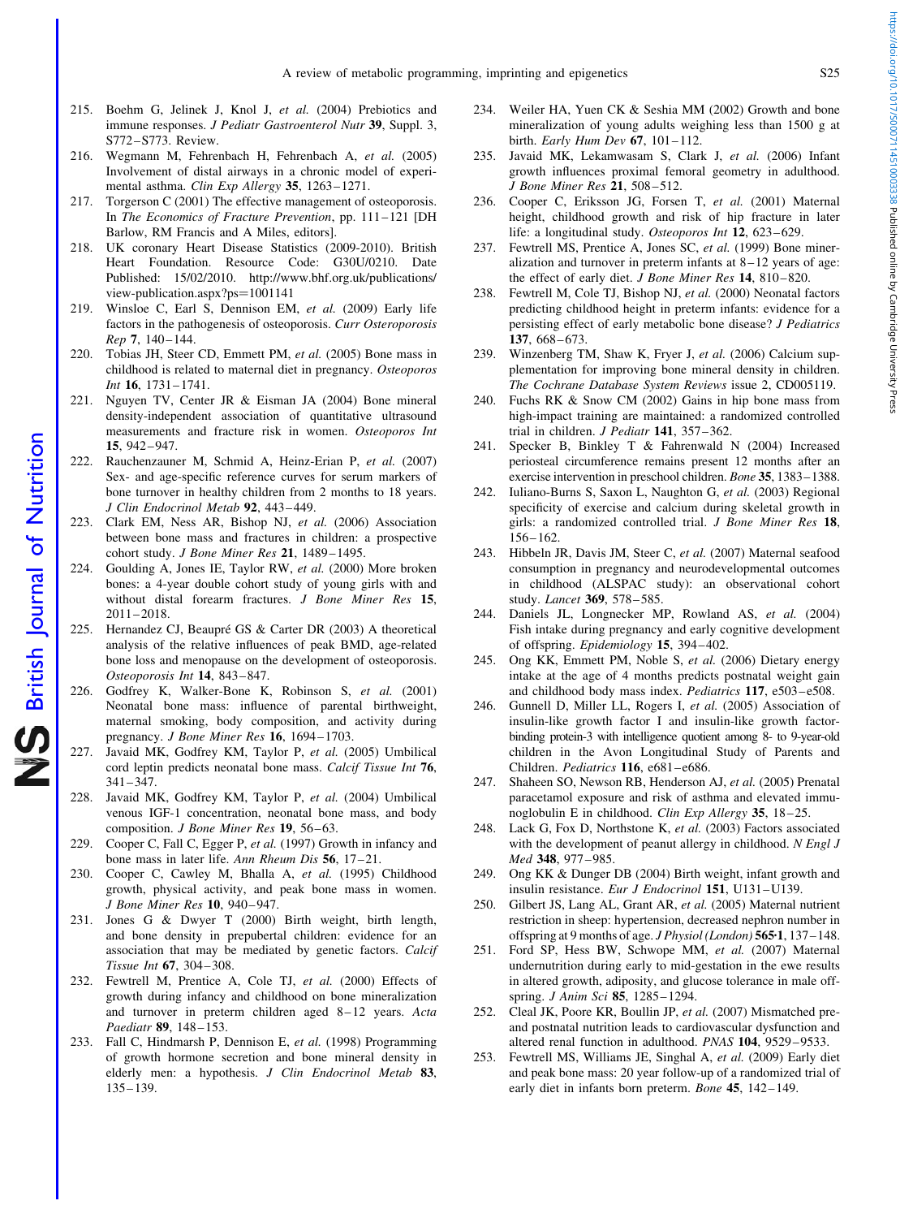215. Boehm G, Jelinek J, Knol J, *et al.* (2004) Prebiotics and immune responses. *J Pediatr Gastroenterol Nutr* **39**, Suppl. 3, S772–S773. Review.
216. Wegmann M, Fehrenbach H, Fehrenbach A, *et al.* (2005) Involvement of distal airways in a chronic model of experimental asthma. *Clin Exp Allergy* **35**, 1263–1271.
217. Torgerson C (2001) The effective management of osteoporosis. In *The Economics of Fracture Prevention*, pp. 111–121 [DH Barlow, RM Francis and A Miles, editors].
218. UK coronary Heart Disease Statistics (2009-2010). British Heart Foundation. Resource Code: G30U/0210. Date Published: 15/02/2010. http://www.bhf.org.uk/publications/view-publication.aspx?ps=1001141
219. Winsloe C, Earl S, Dennison EM, *et al.* (2009) Early life factors in the pathogenesis of osteoporosis. *Curr Osteoporosis Rep* **7**, 140–144.
220. Tobias JH, Steer CD, Emmett PM, *et al.* (2005) Bone mass in childhood is related to maternal diet in pregnancy. *Osteoporos Int* **16**, 1731–1741.
221. Nguyen TV, Center JR & Eisman JA (2004) Bone mineral density-independent association of quantitative ultrasound measurements and fracture risk in women. *Osteoporos Int* **15**, 942–947.
222. Rauchenzauner M, Schmid A, Heinz-Erian P, *et al.* (2007) Sex- and age-specific reference curves for serum markers of bone turnover in healthy children from 2 months to 18 years. *J Clin Endocrinol Metab* **92**, 443–449.
223. Clark EM, Ness AR, Bishop NJ, *et al.* (2006) Association between bone mass and fractures in children: a prospective cohort study. *J Bone Miner Res* **21**, 1489–1495.
224. Goulding A, Jones IE, Taylor RW, *et al.* (2000) More broken bones: a 4-year double cohort study of young girls with and without distal forearm fractures. *J Bone Miner Res* **15**, 2011–2018.
225. Hernandez CJ, Beaupré GS & Carter DR (2003) A theoretical analysis of the relative influences of peak BMD, age-related bone loss and menopause on the development of osteoporosis. *Osteoporosis Int* **14**, 843–847.
226. Godfrey K, Walker-Bone K, Robinson S, *et al.* (2001) Neonatal bone mass: influence of parental birthweight, maternal smoking, body composition, and activity during pregnancy. *J Bone Miner Res* **16**, 1694–1703.
227. Javaid MK, Godfrey KM, Taylor P, *et al.* (2005) Umbilical cord leptin predicts neonatal bone mass. *Calcif Tissue Int* **76**, 341–347.
228. Javaid MK, Godfrey KM, Taylor P, *et al.* (2004) Umbilical venous IGF-1 concentration, neonatal bone mass, and body composition. *J Bone Miner Res* **19**, 56–63.
229. Cooper C, Fall C, Egger P, *et al.* (1997) Growth in infancy and bone mass in later life. *Ann Rheum Dis* **56**, 17–21.
230. Cooper C, Cawley M, Bhalla A, *et al.* (1995) Childhood growth, physical activity, and peak bone mass in women. *J Bone Miner Res* **10**, 940–947.
231. Jones G & Dwyer T (2000) Birth weight, birth length, and bone density in prepubertal children: evidence for an association that may be mediated by genetic factors. *Calcif Tissue Int* **67**, 304–308.
232. Fewtrell M, Prentice A, Cole TJ, *et al.* (2000) Effects of growth during infancy and childhood on bone mineralization and turnover in preterm children aged 8–12 years. *Acta Paediatr* **89**, 148–153.
233. Fall C, Hindmarsh P, Dennison E, *et al.* (1998) Programming of growth hormone secretion and bone mineral density in elderly men: a hypothesis. *J Clin Endocrinol Metab* **83**, 135–139.
234. Weiler HA, Yuen CK & Seshia MM (2002) Growth and bone mineralization of young adults weighing less than 1500 g at birth. *Early Hum Dev* **67**, 101–112.
235. Javaid MK, Lekamwasam S, Clark J, *et al.* (2006) Infant growth influences proximal femoral geometry in adulthood. *J Bone Miner Res* **21**, 508–512.
236. Cooper C, Eriksson JG, Forsen T, *et al.* (2001) Maternal height, childhood growth and risk of hip fracture in later life: a longitudinal study. *Osteoporos Int* **12**, 623–629.
237. Fewtrell MS, Prentice A, Jones SC, *et al.* (1999) Bone mineralization and turnover in preterm infants at 8–12 years of age: the effect of early diet. *J Bone Miner Res* **14**, 810–820.
238. Fewtrell M, Cole TJ, Bishop NJ, *et al.* (2000) Neonatal factors predicting childhood height in preterm infants: evidence for a persisting effect of early metabolic bone disease? *J Pediatrics* **137**, 668–673.
239. Winzenberg TM, Shaw K, Fryer J, *et al.* (2006) Calcium supplementation for improving bone mineral density in children. *The Cochrane Database System Reviews* issue 2, CD005119.
240. Fuchs RK & Snow CM (2002) Gains in hip bone mass from high-impact training are maintained: a randomized controlled trial in children. *J Pediatr* **141**, 357–362.
241. Specker B, Binkley T & Fahrenwald N (2004) Increased periosteal circumference remains present 12 months after an exercise intervention in preschool children. *Bone* **35**, 1383–1388.
242. Iuliano-Burns S, Saxon L, Naughton G, *et al.* (2003) Regional specificity of exercise and calcium during skeletal growth in girls: a randomized controlled trial. *J Bone Miner Res* **18**, 156–162.
243. Hibbeln JR, Davis JM, Steer C, *et al.* (2007) Maternal seafood consumption in pregnancy and neurodevelopmental outcomes in childhood (ALSPAC study): an observational cohort study. *Lancet* **369**, 578–585.
244. Daniels JL, Longnecker MP, Rowland AS, *et al.* (2004) Fish intake during pregnancy and early cognitive development of offspring. *Epidemiology* **15**, 394–402.
245. Ong KK, Emmett PM, Noble S, *et al.* (2006) Dietary energy intake at the age of 4 months predicts postnatal weight gain and childhood body mass index. *Pediatrics* **117**, e503–e508.
246. Gunnell D, Miller LL, Rogers I, *et al.* (2005) Association of insulin-like growth factor I and insulin-like growth factor-binding protein-3 with intelligence quotient among 8- to 9-year-old children in the Avon Longitudinal Study of Parents and Children. *Pediatrics* **116**, e681–e686.
247. Shaheen SO, Newson RB, Henderson AJ, *et al.* (2005) Prenatal paracetamol exposure and risk of asthma and elevated immunoglobulin E in childhood. *Clin Exp Allergy* **35**, 18–25.
248. Lack G, Fox D, Northstone K, *et al.* (2003) Factors associated with the development of peanut allergy in childhood. *N Engl J Med* **348**, 977–985.
249. Ong KK & Dunger DB (2004) Birth weight, infant growth and insulin resistance. *Eur J Endocrinol* **151**, U131–U139.
250. Gilbert JS, Lang AL, Grant AR, *et al.* (2005) Maternal nutrient restriction in sheep: hypertension, decreased nephron number in offspring at 9 months of age. *J Physiol (London)* **565·1**, 137–148.
251. Ford SP, Hess BW, Schwope MM, *et al.* (2007) Maternal undernutrition during early to mid-gestation in the ewe results in altered growth, adiposity, and glucose tolerance in male offspring. *J Anim Sci* **85**, 1285–1294.
252. Cleal JK, Poore KR, Boullin JP, *et al.* (2007) Mismatched pre- and postnatal nutrition leads to cardiovascular dysfunction and altered renal function in adulthood. *PNAS* **104**, 9529–9533.
253. Fewtrell MS, Williams JE, Singhal A, *et al.* (2009) Early diet and peak bone mass: 20 year follow-up of a randomized trial of early diet in infants born preterm. *Bone* **45**, 142–149.